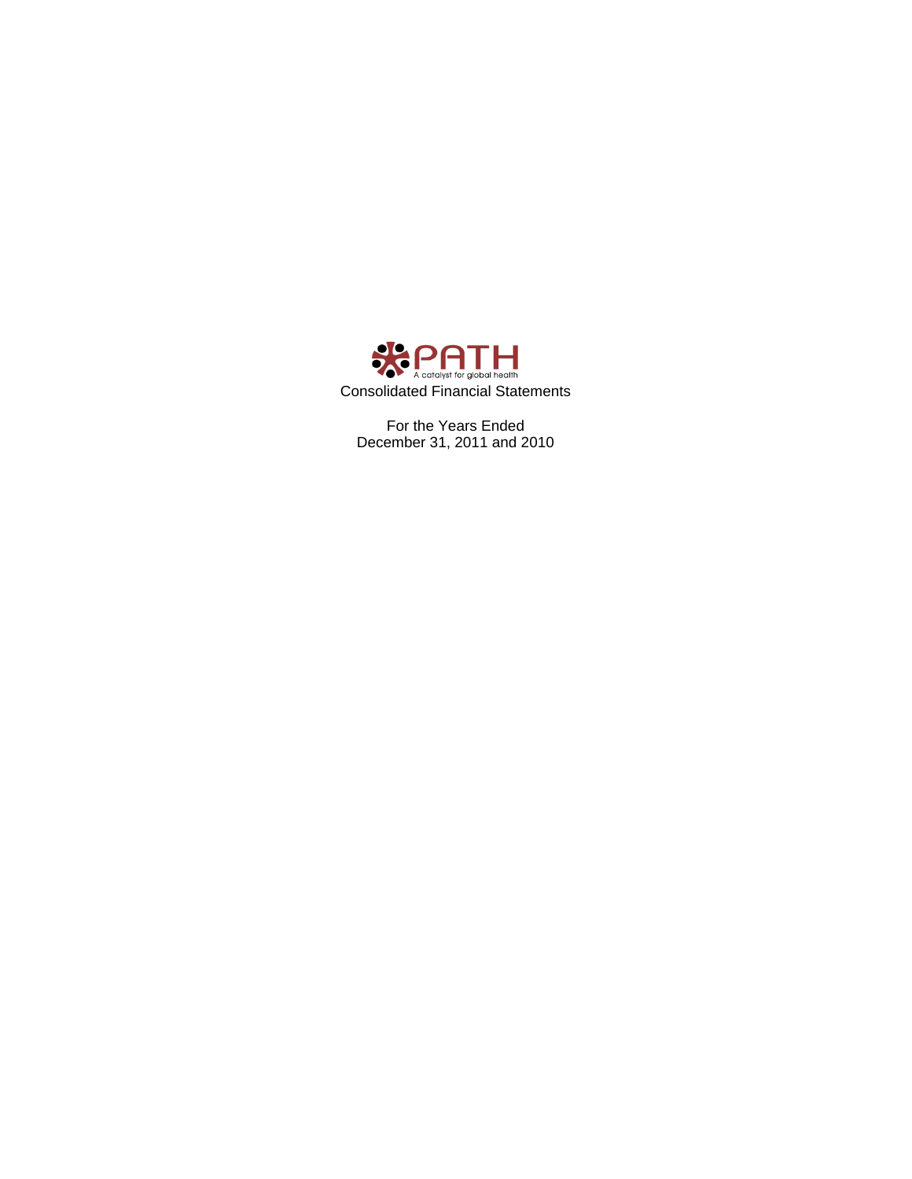PATH

A catalyst for global health

Consolidated Financial Statements

For the Years Ended
December 31, 2011 and 2010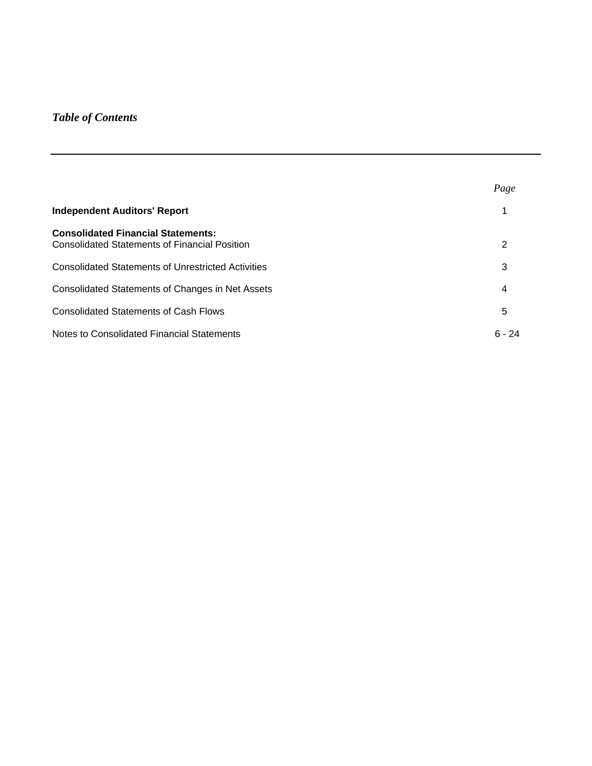*Table of Contents*

| | *Page* |
|---|---|
| **Independent Auditors' Report** | 1 |
| **Consolidated Financial Statements:** | |
| Consolidated Statements of Financial Position | 2 |
| Consolidated Statements of Unrestricted Activities | 3 |
| Consolidated Statements of Changes in Net Assets | 4 |
| Consolidated Statements of Cash Flows | 5 |
| Notes to Consolidated Financial Statements | 6 - 24 |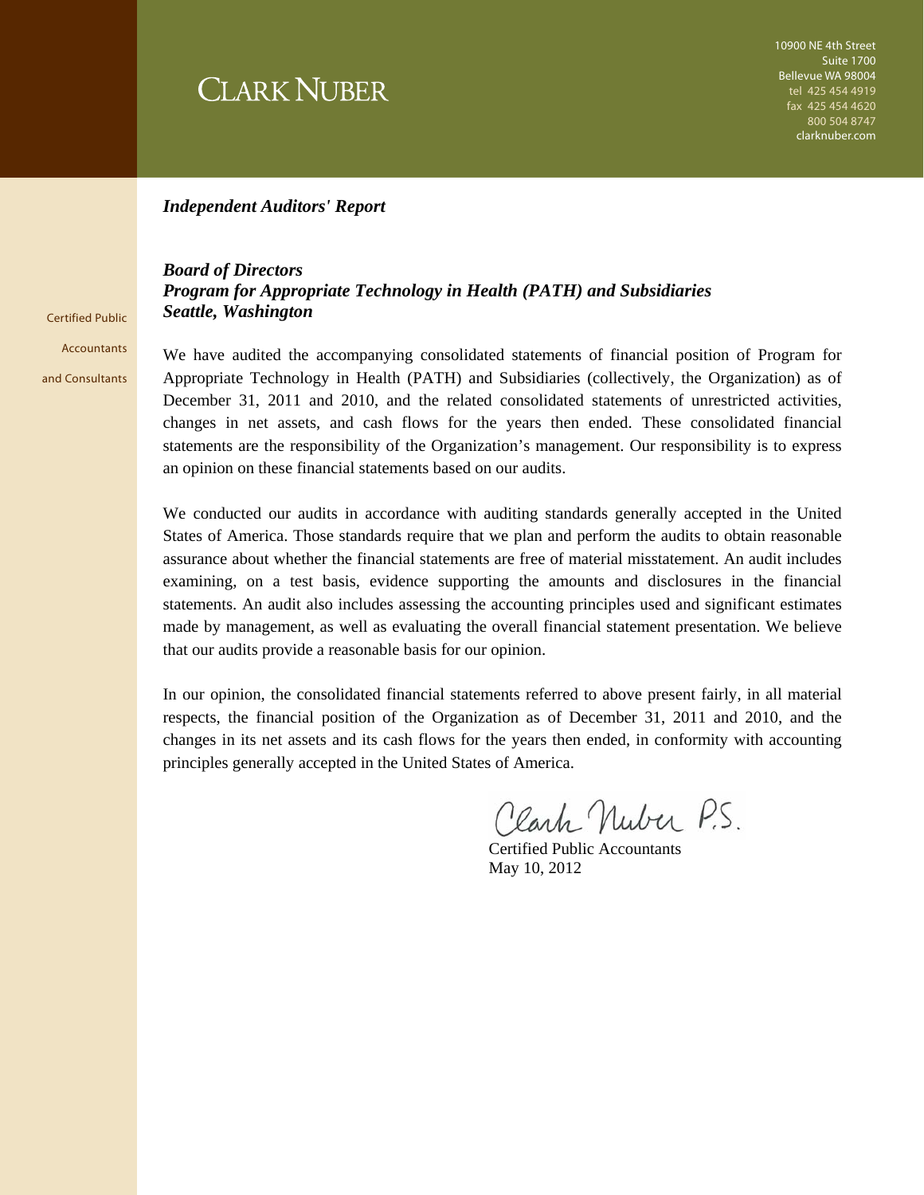CLARK NUBER

10900 NE 4th Street
Suite 1700
Bellevue WA 98004
tel 425 454 4919
fax 425 454 4620
800 504 8747
clarknuber.com

Certified Public Accountants and Consultants

***Independent Auditors' Report***

***Board of Directors***
***Program for Appropriate Technology in Health (PATH) and Subsidiaries***
***Seattle, Washington***

We have audited the accompanying consolidated statements of financial position of Program for Appropriate Technology in Health (PATH) and Subsidiaries (collectively, the Organization) as of December 31, 2011 and 2010, and the related consolidated statements of unrestricted activities, changes in net assets, and cash flows for the years then ended. These consolidated financial statements are the responsibility of the Organization's management. Our responsibility is to express an opinion on these financial statements based on our audits.

We conducted our audits in accordance with auditing standards generally accepted in the United States of America. Those standards require that we plan and perform the audits to obtain reasonable assurance about whether the financial statements are free of material misstatement. An audit includes examining, on a test basis, evidence supporting the amounts and disclosures in the financial statements. An audit also includes assessing the accounting principles used and significant estimates made by management, as well as evaluating the overall financial statement presentation. We believe that our audits provide a reasonable basis for our opinion.

In our opinion, the consolidated financial statements referred to above present fairly, in all material respects, the financial position of the Organization as of December 31, 2011 and 2010, and the changes in its net assets and its cash flows for the years then ended, in conformity with accounting principles generally accepted in the United States of America.

Clark Nuber P.S.

Certified Public Accountants
May 10, 2012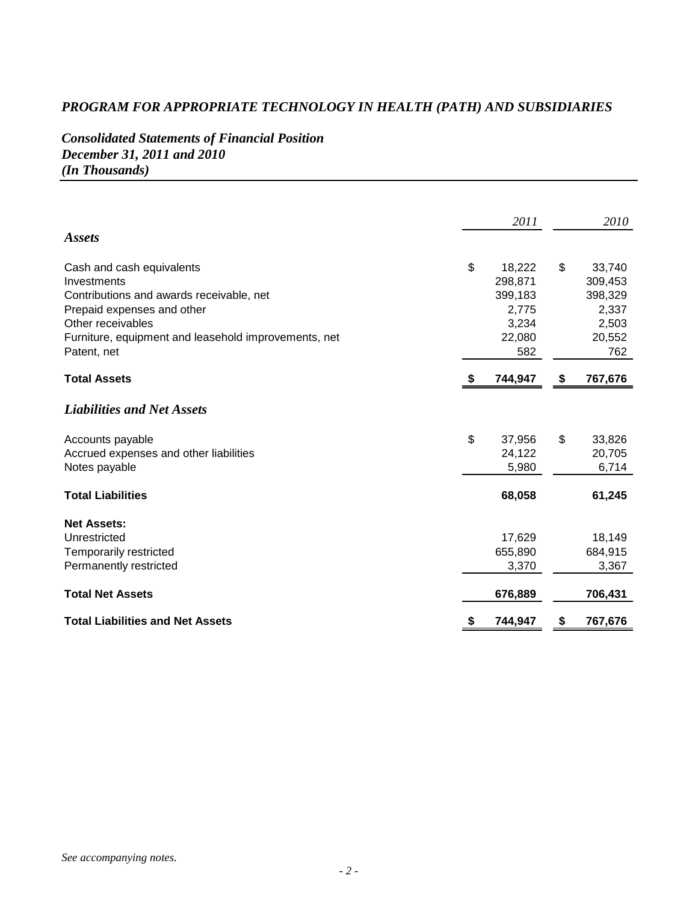# *PROGRAM FOR APPROPRIATE TECHNOLOGY IN HEALTH (PATH) AND SUBSIDIARIES*

## *Consolidated Statements of Financial Position*
### *December 31, 2011 and 2010*
### *(In Thousands)*

| | *2011* | *2010* |
|---|---|---|
| ***Assets*** | | |
| Cash and cash equivalents | $ 18,222 | $ 33,740 |
| Investments | 298,871 | 309,453 |
| Contributions and awards receivable, net | 399,183 | 398,329 |
| Prepaid expenses and other | 2,775 | 2,337 |
| Other receivables | 3,234 | 2,503 |
| Furniture, equipment and leasehold improvements, net | 22,080 | 20,552 |
| Patent, net | 582 | 762 |
| **Total Assets** | **$ 744,947** | **$ 767,676** |
| ***Liabilities and Net Assets*** | | |
| Accounts payable | $ 37,956 | $ 33,826 |
| Accrued expenses and other liabilities | 24,122 | 20,705 |
| Notes payable | 5,980 | 6,714 |
| **Total Liabilities** | **68,058** | **61,245** |
| **Net Assets:** | | |
| Unrestricted | 17,629 | 18,149 |
| Temporarily restricted | 655,890 | 684,915 |
| Permanently restricted | 3,370 | 3,367 |
| **Total Net Assets** | **676,889** | **706,431** |
| **Total Liabilities and Net Assets** | **$ 744,947** | **$ 767,676** |

*See accompanying notes.*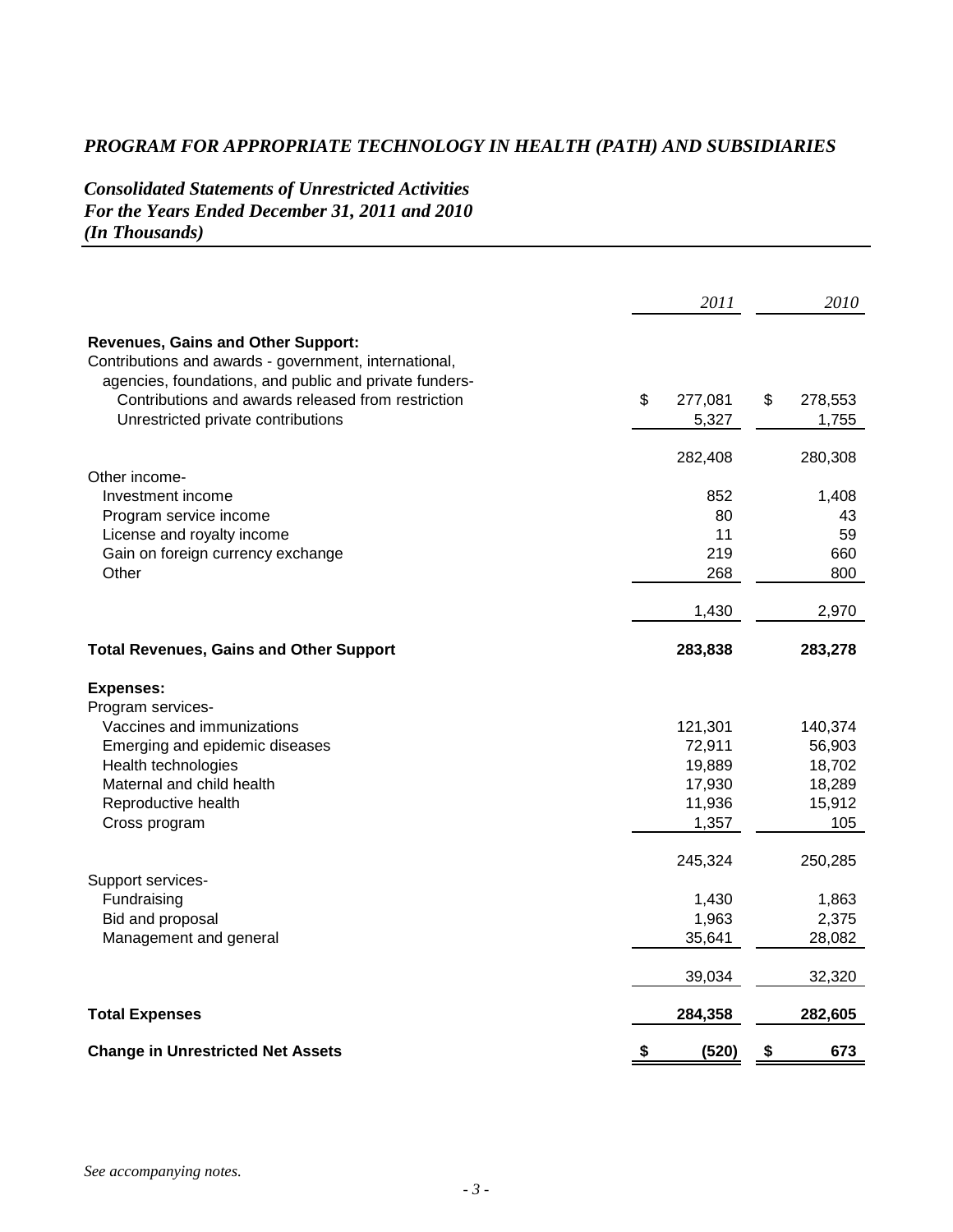# *PROGRAM FOR APPROPRIATE TECHNOLOGY IN HEALTH (PATH) AND SUBSIDIARIES*

## *Consolidated Statements of Unrestricted Activities*
## *For the Years Ended December 31, 2011 and 2010*
## *(In Thousands)*

| | *2011* | *2010* |
|---|---|---|
| **Revenues, Gains and Other Support:** | | |
| Contributions and awards - government, international, agencies, foundations, and public and private funders- | | |
| Contributions and awards released from restriction | $ 277,081 | $ 278,553 |
| Unrestricted private contributions | 5,327 | 1,755 |
| | 282,408 | 280,308 |
| Other income- | | |
| Investment income | 852 | 1,408 |
| Program service income | 80 | 43 |
| License and royalty income | 11 | 59 |
| Gain on foreign currency exchange | 219 | 660 |
| Other | 268 | 800 |
| | 1,430 | 2,970 |
| **Total Revenues, Gains and Other Support** | **283,838** | **283,278** |
| **Expenses:** | | |
| Program services- | | |
| Vaccines and immunizations | 121,301 | 140,374 |
| Emerging and epidemic diseases | 72,911 | 56,903 |
| Health technologies | 19,889 | 18,702 |
| Maternal and child health | 17,930 | 18,289 |
| Reproductive health | 11,936 | 15,912 |
| Cross program | 1,357 | 105 |
| | 245,324 | 250,285 |
| Support services- | | |
| Fundraising | 1,430 | 1,863 |
| Bid and proposal | 1,963 | 2,375 |
| Management and general | 35,641 | 28,082 |
| | 39,034 | 32,320 |
| **Total Expenses** | **284,358** | **282,605** |
| **Change in Unrestricted Net Assets** | **$ (520)** | **$ 673** |

*See accompanying notes.*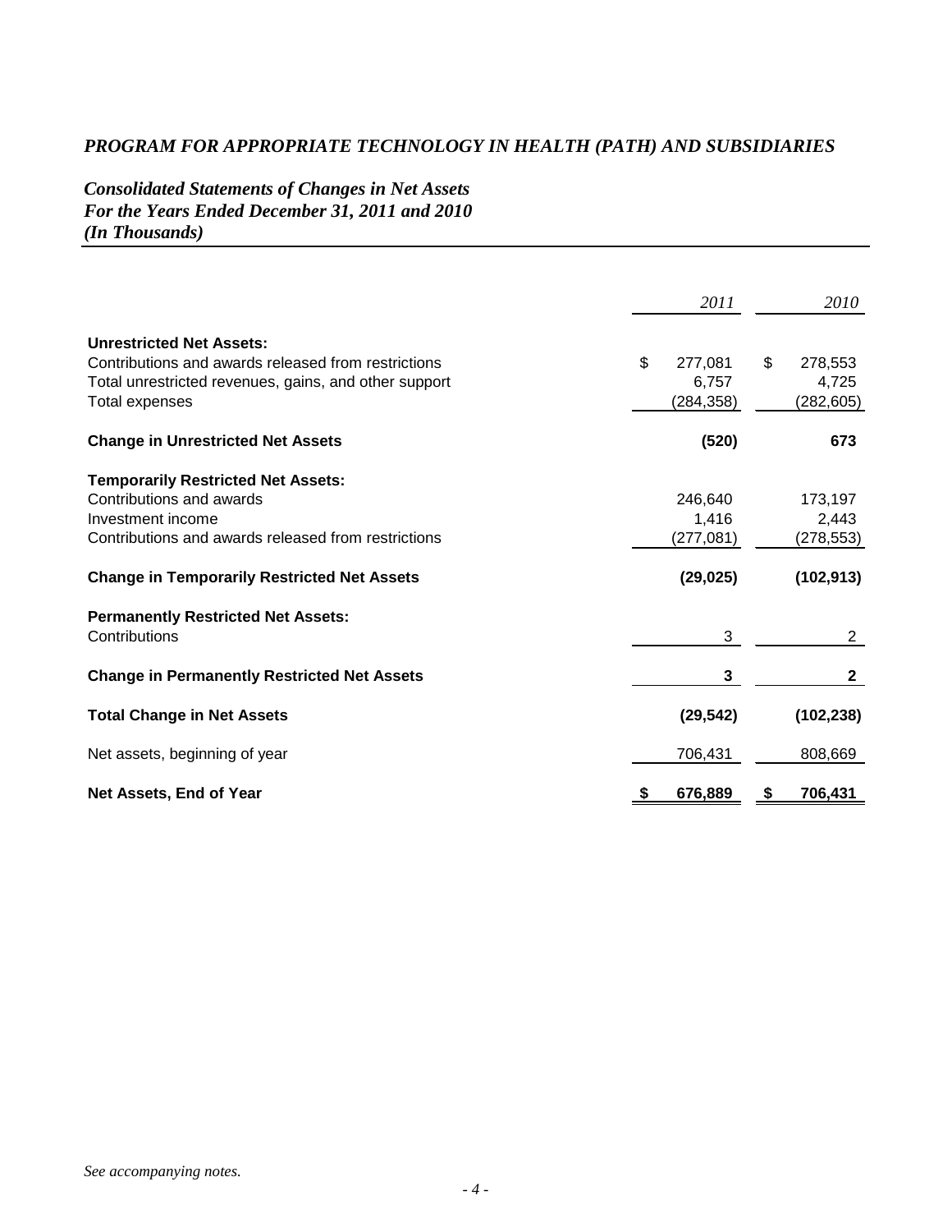# *PROGRAM FOR APPROPRIATE TECHNOLOGY IN HEALTH (PATH) AND SUBSIDIARIES*

## *Consolidated Statements of Changes in Net Assets*
## *For the Years Ended December 31, 2011 and 2010*
## *(In Thousands)*

| | *2011* | *2010* |
|---|---|---|
| **Unrestricted Net Assets:** | | |
| Contributions and awards released from restrictions | $ 277,081 | $ 278,553 |
| Total unrestricted revenues, gains, and other support | 6,757 | 4,725 |
| Total expenses | (284,358) | (282,605) |
| **Change in Unrestricted Net Assets** | **(520)** | **673** |
| **Temporarily Restricted Net Assets:** | | |
| Contributions and awards | 246,640 | 173,197 |
| Investment income | 1,416 | 2,443 |
| Contributions and awards released from restrictions | (277,081) | (278,553) |
| **Change in Temporarily Restricted Net Assets** | **(29,025)** | **(102,913)** |
| **Permanently Restricted Net Assets:** | | |
| Contributions | 3 | 2 |
| **Change in Permanently Restricted Net Assets** | **3** | **2** |
| **Total Change in Net Assets** | **(29,542)** | **(102,238)** |
| Net assets, beginning of year | 706,431 | 808,669 |
| **Net Assets, End of Year** | **$ 676,889** | **$ 706,431** |

*See accompanying notes.*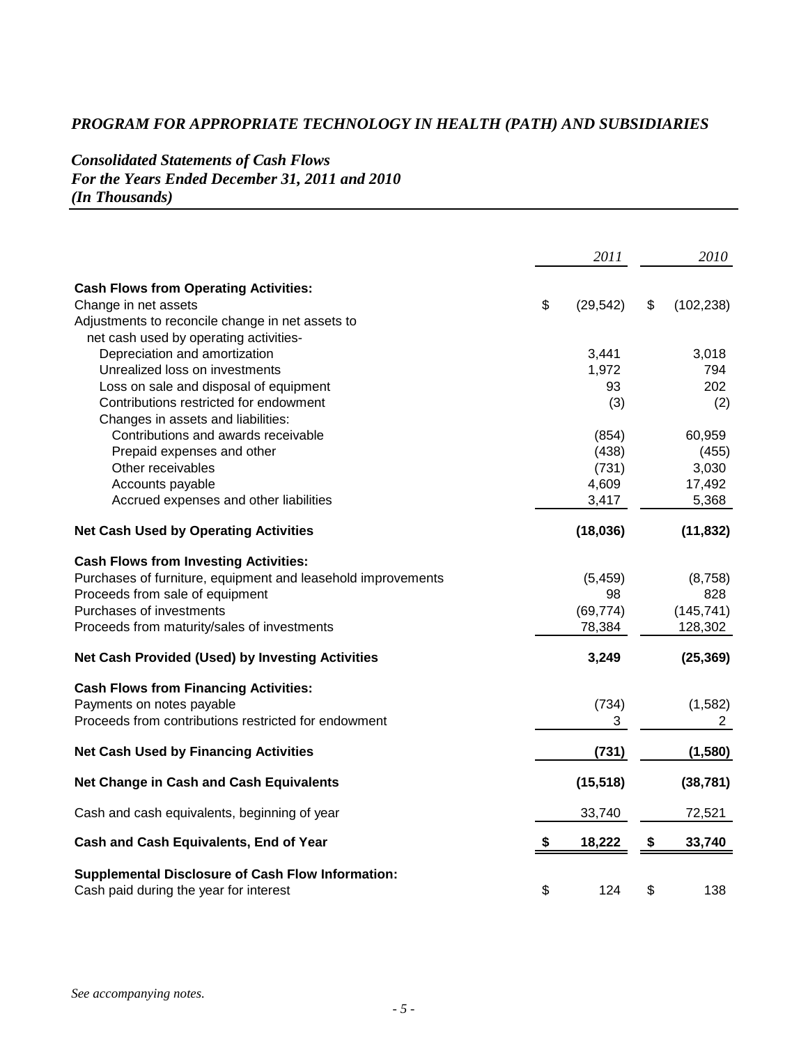# *PROGRAM FOR APPROPRIATE TECHNOLOGY IN HEALTH (PATH) AND SUBSIDIARIES*

## *Consolidated Statements of Cash Flows*
## *For the Years Ended December 31, 2011 and 2010*
## *(In Thousands)*

| | *2011* | *2010* |
|---|---|---|
| **Cash Flows from Operating Activities:** | | |
| Change in net assets | $ (29,542) | $ (102,238) |
| Adjustments to reconcile change in net assets to net cash used by operating activities- | | |
| Depreciation and amortization | 3,441 | 3,018 |
| Unrealized loss on investments | 1,972 | 794 |
| Loss on sale and disposal of equipment | 93 | 202 |
| Contributions restricted for endowment | (3) | (2) |
| Changes in assets and liabilities: | | |
| Contributions and awards receivable | (854) | 60,959 |
| Prepaid expenses and other | (438) | (455) |
| Other receivables | (731) | 3,030 |
| Accounts payable | 4,609 | 17,492 |
| Accrued expenses and other liabilities | 3,417 | 5,368 |
| **Net Cash Used by Operating Activities** | **(18,036)** | **(11,832)** |
| **Cash Flows from Investing Activities:** | | |
| Purchases of furniture, equipment and leasehold improvements | (5,459) | (8,758) |
| Proceeds from sale of equipment | 98 | 828 |
| Purchases of investments | (69,774) | (145,741) |
| Proceeds from maturity/sales of investments | 78,384 | 128,302 |
| **Net Cash Provided (Used) by Investing Activities** | **3,249** | **(25,369)** |
| **Cash Flows from Financing Activities:** | | |
| Payments on notes payable | (734) | (1,582) |
| Proceeds from contributions restricted for endowment | 3 | 2 |
| **Net Cash Used by Financing Activities** | **(731)** | **(1,580)** |
| **Net Change in Cash and Cash Equivalents** | **(15,518)** | **(38,781)** |
| Cash and cash equivalents, beginning of year | 33,740 | 72,521 |
| **Cash and Cash Equivalents, End of Year** | **$ 18,222** | **$ 33,740** |
| **Supplemental Disclosure of Cash Flow Information:** | | |
| Cash paid during the year for interest | $ 124 | $ 138 |

*See accompanying notes.*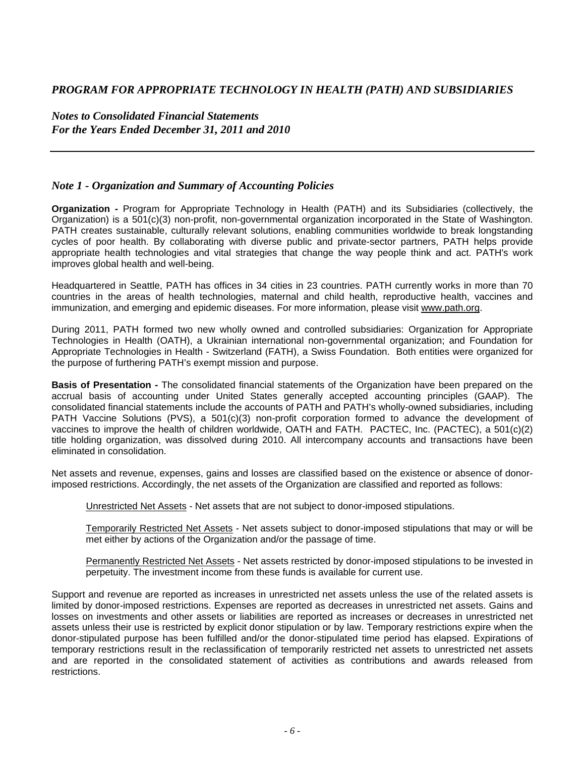# *PROGRAM FOR APPROPRIATE TECHNOLOGY IN HEALTH (PATH) AND SUBSIDIARIES*

## *Notes to Consolidated Financial Statements*
## *For the Years Ended December 31, 2011 and 2010*

---

### *Note 1 - Organization and Summary of Accounting Policies*

**Organization -** Program for Appropriate Technology in Health (PATH) and its Subsidiaries (collectively, the Organization) is a 501(c)(3) non-profit, non-governmental organization incorporated in the State of Washington. PATH creates sustainable, culturally relevant solutions, enabling communities worldwide to break longstanding cycles of poor health. By collaborating with diverse public and private-sector partners, PATH helps provide appropriate health technologies and vital strategies that change the way people think and act. PATH's work improves global health and well-being.

Headquartered in Seattle, PATH has offices in 34 cities in 23 countries. PATH currently works in more than 70 countries in the areas of health technologies, maternal and child health, reproductive health, vaccines and immunization, and emerging and epidemic diseases. For more information, please visit www.path.org.

During 2011, PATH formed two new wholly owned and controlled subsidiaries: Organization for Appropriate Technologies in Health (OATH), a Ukrainian international non-governmental organization; and Foundation for Appropriate Technologies in Health - Switzerland (FATH), a Swiss Foundation. Both entities were organized for the purpose of furthering PATH's exempt mission and purpose.

**Basis of Presentation -** The consolidated financial statements of the Organization have been prepared on the accrual basis of accounting under United States generally accepted accounting principles (GAAP). The consolidated financial statements include the accounts of PATH and PATH's wholly-owned subsidiaries, including PATH Vaccine Solutions (PVS), a 501(c)(3) non-profit corporation formed to advance the development of vaccines to improve the health of children worldwide, OATH and FATH. PACTEC, Inc. (PACTEC), a 501(c)(2) title holding organization, was dissolved during 2010. All intercompany accounts and transactions have been eliminated in consolidation.

Net assets and revenue, expenses, gains and losses are classified based on the existence or absence of donor-imposed restrictions. Accordingly, the net assets of the Organization are classified and reported as follows:

Unrestricted Net Assets - Net assets that are not subject to donor-imposed stipulations.

Temporarily Restricted Net Assets - Net assets subject to donor-imposed stipulations that may or will be met either by actions of the Organization and/or the passage of time.

Permanently Restricted Net Assets - Net assets restricted by donor-imposed stipulations to be invested in perpetuity. The investment income from these funds is available for current use.

Support and revenue are reported as increases in unrestricted net assets unless the use of the related assets is limited by donor-imposed restrictions. Expenses are reported as decreases in unrestricted net assets. Gains and losses on investments and other assets or liabilities are reported as increases or decreases in unrestricted net assets unless their use is restricted by explicit donor stipulation or by law. Temporary restrictions expire when the donor-stipulated purpose has been fulfilled and/or the donor-stipulated time period has elapsed. Expirations of temporary restrictions result in the reclassification of temporarily restricted net assets to unrestricted net assets and are reported in the consolidated statement of activities as contributions and awards released from restrictions.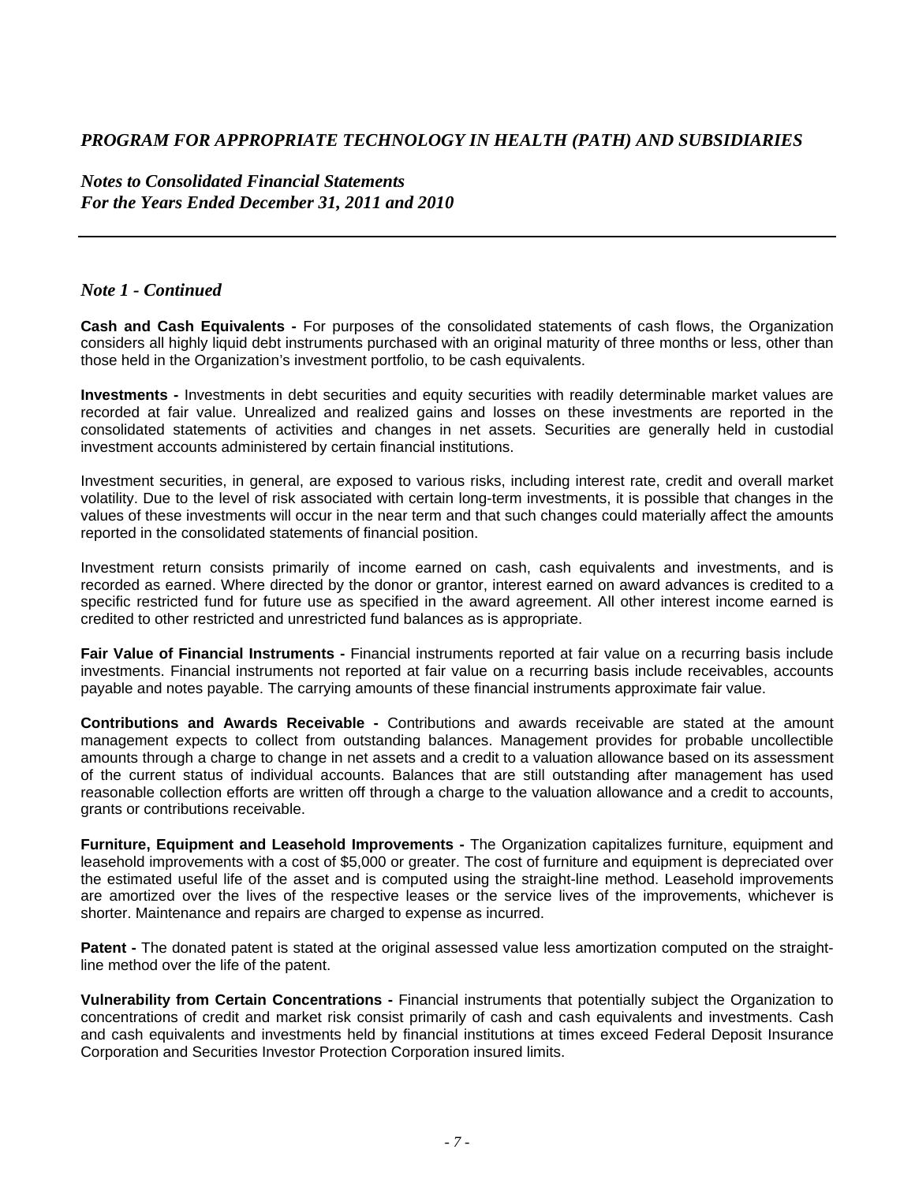## *Note 1 - Continued*

**Cash and Cash Equivalents -** For purposes of the consolidated statements of cash flows, the Organization considers all highly liquid debt instruments purchased with an original maturity of three months or less, other than those held in the Organization's investment portfolio, to be cash equivalents.

**Investments -** Investments in debt securities and equity securities with readily determinable market values are recorded at fair value. Unrealized and realized gains and losses on these investments are reported in the consolidated statements of activities and changes in net assets. Securities are generally held in custodial investment accounts administered by certain financial institutions.

Investment securities, in general, are exposed to various risks, including interest rate, credit and overall market volatility. Due to the level of risk associated with certain long-term investments, it is possible that changes in the values of these investments will occur in the near term and that such changes could materially affect the amounts reported in the consolidated statements of financial position.

Investment return consists primarily of income earned on cash, cash equivalents and investments, and is recorded as earned. Where directed by the donor or grantor, interest earned on award advances is credited to a specific restricted fund for future use as specified in the award agreement. All other interest income earned is credited to other restricted and unrestricted fund balances as is appropriate.

**Fair Value of Financial Instruments -** Financial instruments reported at fair value on a recurring basis include investments. Financial instruments not reported at fair value on a recurring basis include receivables, accounts payable and notes payable. The carrying amounts of these financial instruments approximate fair value.

**Contributions and Awards Receivable -** Contributions and awards receivable are stated at the amount management expects to collect from outstanding balances. Management provides for probable uncollectible amounts through a charge to change in net assets and a credit to a valuation allowance based on its assessment of the current status of individual accounts. Balances that are still outstanding after management has used reasonable collection efforts are written off through a charge to the valuation allowance and a credit to accounts, grants or contributions receivable.

**Furniture, Equipment and Leasehold Improvements -** The Organization capitalizes furniture, equipment and leasehold improvements with a cost of $5,000 or greater. The cost of furniture and equipment is depreciated over the estimated useful life of the asset and is computed using the straight-line method. Leasehold improvements are amortized over the lives of the respective leases or the service lives of the improvements, whichever is shorter. Maintenance and repairs are charged to expense as incurred.

**Patent -** The donated patent is stated at the original assessed value less amortization computed on the straight-line method over the life of the patent.

**Vulnerability from Certain Concentrations -** Financial instruments that potentially subject the Organization to concentrations of credit and market risk consist primarily of cash and cash equivalents and investments. Cash and cash equivalents and investments held by financial institutions at times exceed Federal Deposit Insurance Corporation and Securities Investor Protection Corporation insured limits.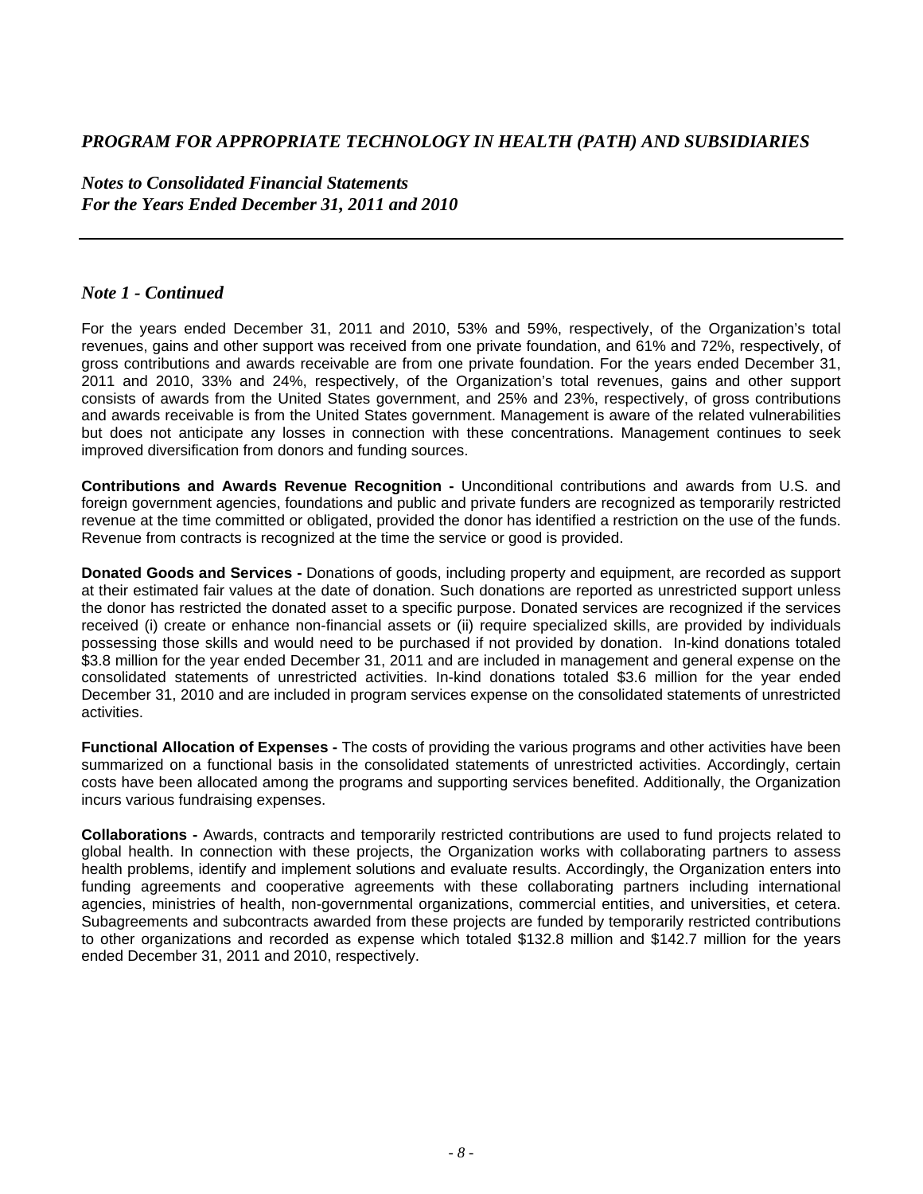# *PROGRAM FOR APPROPRIATE TECHNOLOGY IN HEALTH (PATH) AND SUBSIDIARIES*

## *Notes to Consolidated Financial Statements*
## *For the Years Ended December 31, 2011 and 2010*

### *Note 1 - Continued*

For the years ended December 31, 2011 and 2010, 53% and 59%, respectively, of the Organization's total revenues, gains and other support was received from one private foundation, and 61% and 72%, respectively, of gross contributions and awards receivable are from one private foundation. For the years ended December 31, 2011 and 2010, 33% and 24%, respectively, of the Organization's total revenues, gains and other support consists of awards from the United States government, and 25% and 23%, respectively, of gross contributions and awards receivable is from the United States government. Management is aware of the related vulnerabilities but does not anticipate any losses in connection with these concentrations. Management continues to seek improved diversification from donors and funding sources.

**Contributions and Awards Revenue Recognition -** Unconditional contributions and awards from U.S. and foreign government agencies, foundations and public and private funders are recognized as temporarily restricted revenue at the time committed or obligated, provided the donor has identified a restriction on the use of the funds. Revenue from contracts is recognized at the time the service or good is provided.

**Donated Goods and Services -** Donations of goods, including property and equipment, are recorded as support at their estimated fair values at the date of donation. Such donations are reported as unrestricted support unless the donor has restricted the donated asset to a specific purpose. Donated services are recognized if the services received (i) create or enhance non-financial assets or (ii) require specialized skills, are provided by individuals possessing those skills and would need to be purchased if not provided by donation. In-kind donations totaled $3.8 million for the year ended December 31, 2011 and are included in management and general expense on the consolidated statements of unrestricted activities. In-kind donations totaled $3.6 million for the year ended December 31, 2010 and are included in program services expense on the consolidated statements of unrestricted activities.

**Functional Allocation of Expenses -** The costs of providing the various programs and other activities have been summarized on a functional basis in the consolidated statements of unrestricted activities. Accordingly, certain costs have been allocated among the programs and supporting services benefited. Additionally, the Organization incurs various fundraising expenses.

**Collaborations -** Awards, contracts and temporarily restricted contributions are used to fund projects related to global health. In connection with these projects, the Organization works with collaborating partners to assess health problems, identify and implement solutions and evaluate results. Accordingly, the Organization enters into funding agreements and cooperative agreements with these collaborating partners including international agencies, ministries of health, non-governmental organizations, commercial entities, and universities, et cetera. Subagreements and subcontracts awarded from these projects are funded by temporarily restricted contributions to other organizations and recorded as expense which totaled $132.8 million and $142.7 million for the years ended December 31, 2011 and 2010, respectively.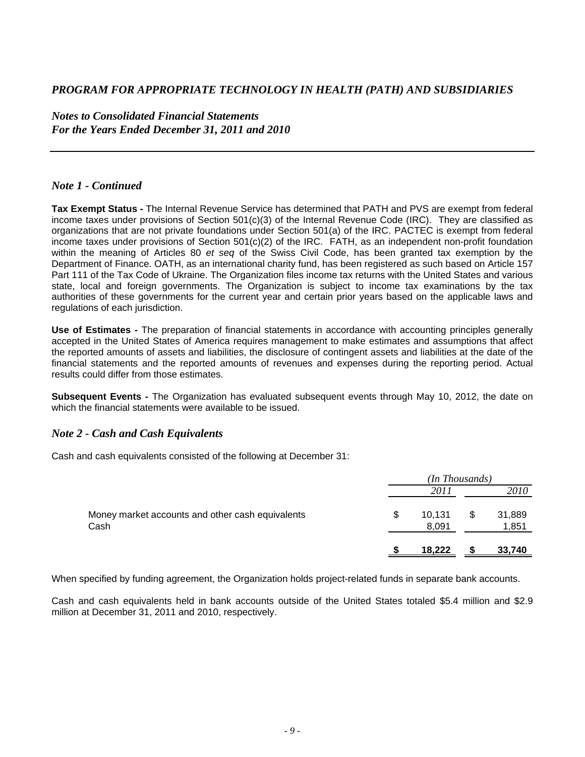## Note 1 - Continued

**Tax Exempt Status -** The Internal Revenue Service has determined that PATH and PVS are exempt from federal income taxes under provisions of Section 501(c)(3) of the Internal Revenue Code (IRC). They are classified as organizations that are not private foundations under Section 501(a) of the IRC. PACTEC is exempt from federal income taxes under provisions of Section 501(c)(2) of the IRC. FATH, as an independent non-profit foundation within the meaning of Articles 80 *et seq* of the Swiss Civil Code, has been granted tax exemption by the Department of Finance. OATH, as an international charity fund, has been registered as such based on Article 157 Part 111 of the Tax Code of Ukraine. The Organization files income tax returns with the United States and various state, local and foreign governments. The Organization is subject to income tax examinations by the tax authorities of these governments for the current year and certain prior years based on the applicable laws and regulations of each jurisdiction.

**Use of Estimates -** The preparation of financial statements in accordance with accounting principles generally accepted in the United States of America requires management to make estimates and assumptions that affect the reported amounts of assets and liabilities, the disclosure of contingent assets and liabilities at the date of the financial statements and the reported amounts of revenues and expenses during the reporting period. Actual results could differ from those estimates.

**Subsequent Events -** The Organization has evaluated subsequent events through May 10, 2012, the date on which the financial statements were available to be issued.

## Note 2 - Cash and Cash Equivalents

Cash and cash equivalents consisted of the following at December 31:

| | *(In Thousands)* | |
|---|---|---|
| | *2011* | *2010* |
| Money market accounts and other cash equivalents | $ 10,131 | $ 31,889 |
| Cash | 8,091 | 1,851 |
| | **$ 18,222** | **$ 33,740** |

When specified by funding agreement, the Organization holds project-related funds in separate bank accounts.

Cash and cash equivalents held in bank accounts outside of the United States totaled $5.4 million and $2.9 million at December 31, 2011 and 2010, respectively.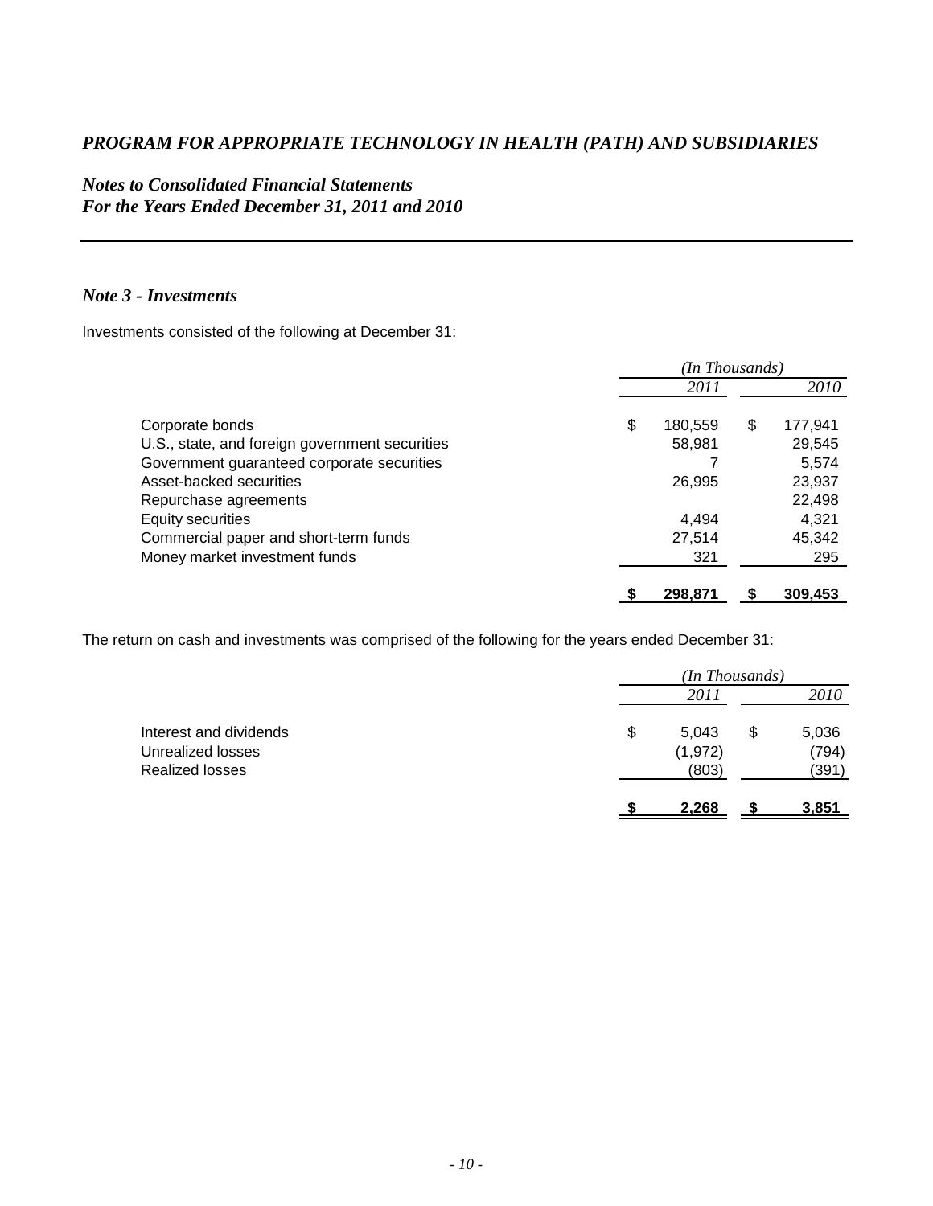# *PROGRAM FOR APPROPRIATE TECHNOLOGY IN HEALTH (PATH) AND SUBSIDIARIES*

## *Notes to Consolidated Financial Statements*
## *For the Years Ended December 31, 2011 and 2010*

### *Note 3 - Investments*

Investments consisted of the following at December 31:

| | *(In Thousands)* | |
|---|---|---|
| | *2011* | *2010* |
| Corporate bonds | $ 180,559 | $ 177,941 |
| U.S., state, and foreign government securities | 58,981 | 29,545 |
| Government guaranteed corporate securities | 7 | 5,574 |
| Asset-backed securities | 26,995 | 23,937 |
| Repurchase agreements | | 22,498 |
| Equity securities | 4,494 | 4,321 |
| Commercial paper and short-term funds | 27,514 | 45,342 |
| Money market investment funds | 321 | 295 |
| | **$ 298,871** | **$ 309,453** |

The return on cash and investments was comprised of the following for the years ended December 31:

| | *(In Thousands)* | |
|---|---|---|
| | *2011* | *2010* |
| Interest and dividends | $ 5,043 | $ 5,036 |
| Unrealized losses | (1,972) | (794) |
| Realized losses | (803) | (391) |
| | **$ 2,268** | **$ 3,851** |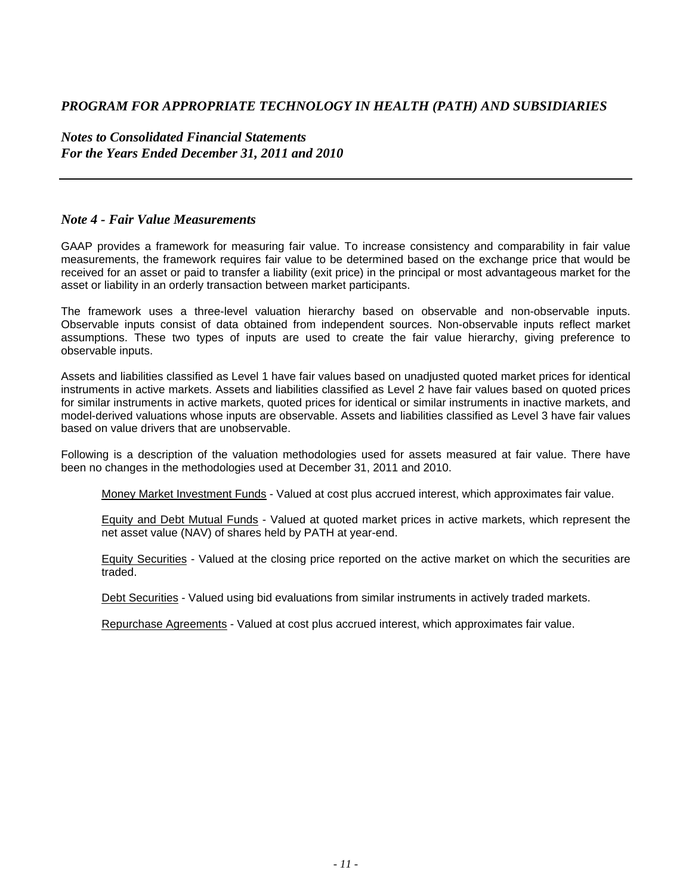## Note 4 - Fair Value Measurements

GAAP provides a framework for measuring fair value. To increase consistency and comparability in fair value measurements, the framework requires fair value to be determined based on the exchange price that would be received for an asset or paid to transfer a liability (exit price) in the principal or most advantageous market for the asset or liability in an orderly transaction between market participants.

The framework uses a three-level valuation hierarchy based on observable and non-observable inputs. Observable inputs consist of data obtained from independent sources. Non-observable inputs reflect market assumptions. These two types of inputs are used to create the fair value hierarchy, giving preference to observable inputs.

Assets and liabilities classified as Level 1 have fair values based on unadjusted quoted market prices for identical instruments in active markets. Assets and liabilities classified as Level 2 have fair values based on quoted prices for similar instruments in active markets, quoted prices for identical or similar instruments in inactive markets, and model-derived valuations whose inputs are observable. Assets and liabilities classified as Level 3 have fair values based on value drivers that are unobservable.

Following is a description of the valuation methodologies used for assets measured at fair value. There have been no changes in the methodologies used at December 31, 2011 and 2010.

Money Market Investment Funds - Valued at cost plus accrued interest, which approximates fair value.

Equity and Debt Mutual Funds - Valued at quoted market prices in active markets, which represent the net asset value (NAV) of shares held by PATH at year-end.

Equity Securities - Valued at the closing price reported on the active market on which the securities are traded.

Debt Securities - Valued using bid evaluations from similar instruments in actively traded markets.

Repurchase Agreements - Valued at cost plus accrued interest, which approximates fair value.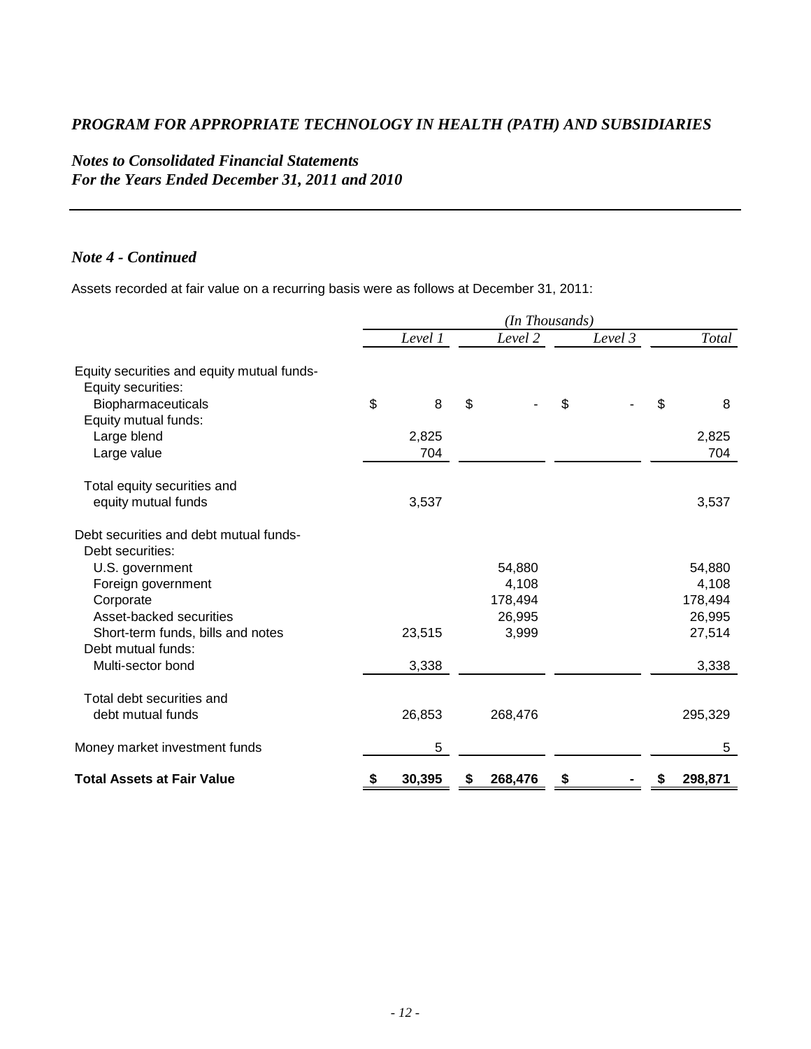*PROGRAM FOR APPROPRIATE TECHNOLOGY IN HEALTH (PATH) AND SUBSIDIARIES*

*Notes to Consolidated Financial Statements*
*For the Years Ended December 31, 2011 and 2010*

### *Note 4 - Continued*

Assets recorded at fair value on a recurring basis were as follows at December 31, 2011:

| | *(In Thousands)* | | | |
|---|---|---|---|---|
| | *Level 1* | *Level 2* | *Level 3* | *Total* |
| Equity securities and equity mutual funds- | | | | |
| Equity securities: | | | | |
| Biopharmaceuticals | $ 8 | $ - | $ - | $ 8 |
| Equity mutual funds: | | | | |
| Large blend | 2,825 | | | 2,825 |
| Large value | 704 | | | 704 |
| Total equity securities and equity mutual funds | 3,537 | | | 3,537 |
| Debt securities and debt mutual funds- | | | | |
| Debt securities: | | | | |
| U.S. government | | 54,880 | | 54,880 |
| Foreign government | | 4,108 | | 4,108 |
| Corporate | | 178,494 | | 178,494 |
| Asset-backed securities | | 26,995 | | 26,995 |
| Short-term funds, bills and notes | 23,515 | 3,999 | | 27,514 |
| Debt mutual funds: | | | | |
| Multi-sector bond | 3,338 | | | 3,338 |
| Total debt securities and debt mutual funds | 26,853 | 268,476 | | 295,329 |
| Money market investment funds | 5 | | | 5 |
| **Total Assets at Fair Value** | **$ 30,395** | **$ 268,476** | **$ -** | **$ 298,871** |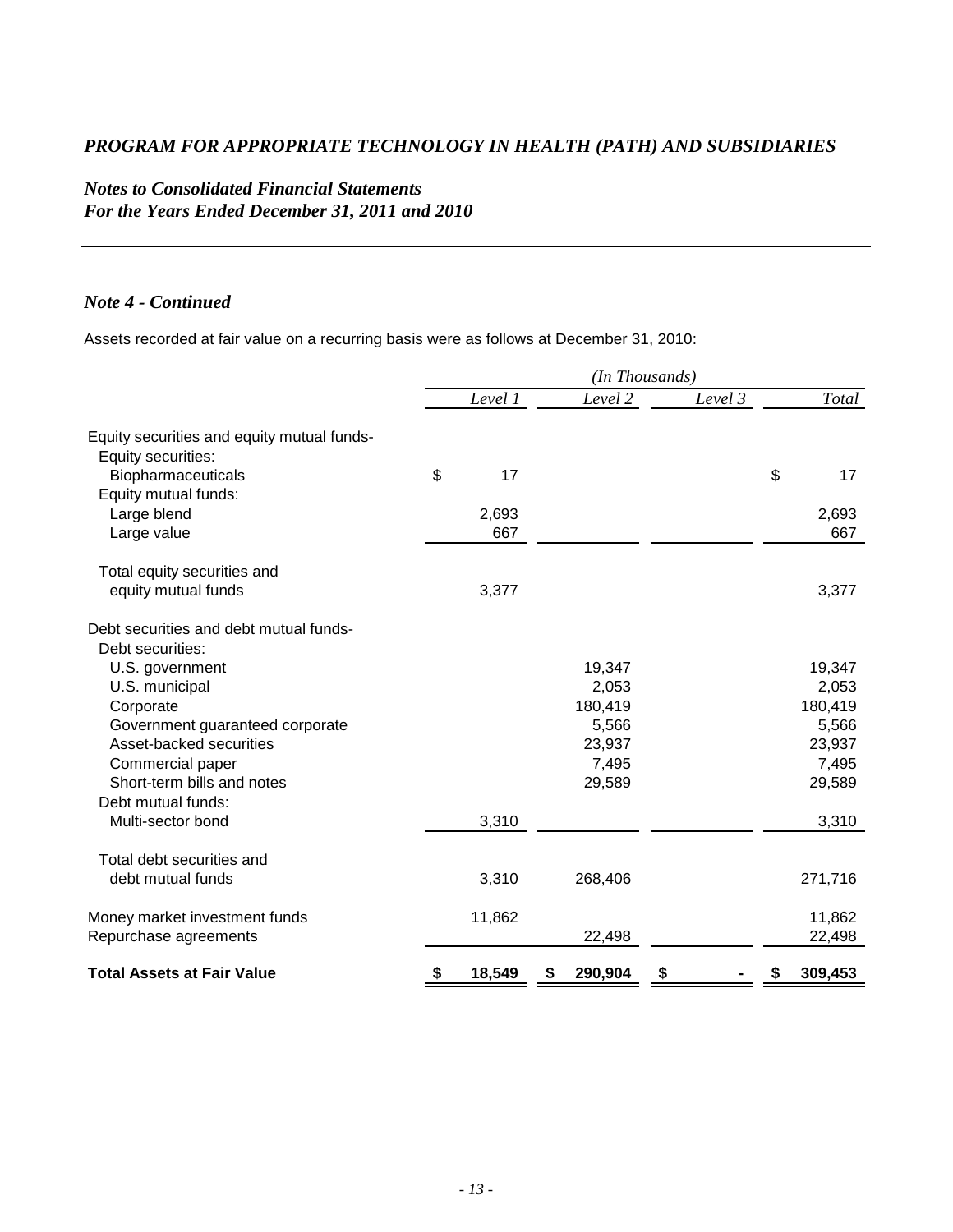# *PROGRAM FOR APPROPRIATE TECHNOLOGY IN HEALTH (PATH) AND SUBSIDIARIES*

## *Notes to Consolidated Financial Statements*
## *For the Years Ended December 31, 2011 and 2010*

### *Note 4 - Continued*

Assets recorded at fair value on a recurring basis were as follows at December 31, 2010:

| | *(In Thousands)* | | | |
|---|---|---|---|---|
| | *Level 1* | *Level 2* | *Level 3* | *Total* |
| Equity securities and equity mutual funds- | | | | |
| Equity securities: | | | | |
| Biopharmaceuticals | $ 17 | | | $ 17 |
| Equity mutual funds: | | | | |
| Large blend | 2,693 | | | 2,693 |
| Large value | 667 | | | 667 |
| Total equity securities and equity mutual funds | 3,377 | | | 3,377 |
| Debt securities and debt mutual funds- | | | | |
| Debt securities: | | | | |
| U.S. government | | 19,347 | | 19,347 |
| U.S. municipal | | 2,053 | | 2,053 |
| Corporate | | 180,419 | | 180,419 |
| Government guaranteed corporate | | 5,566 | | 5,566 |
| Asset-backed securities | | 23,937 | | 23,937 |
| Commercial paper | | 7,495 | | 7,495 |
| Short-term bills and notes | | 29,589 | | 29,589 |
| Debt mutual funds: | | | | |
| Multi-sector bond | 3,310 | | | 3,310 |
| Total debt securities and debt mutual funds | 3,310 | 268,406 | | 271,716 |
| Money market investment funds | 11,862 | | | 11,862 |
| Repurchase agreements | | 22,498 | | 22,498 |
| **Total Assets at Fair Value** | **$ 18,549** | **$ 290,904** | **$ -** | **$ 309,453** |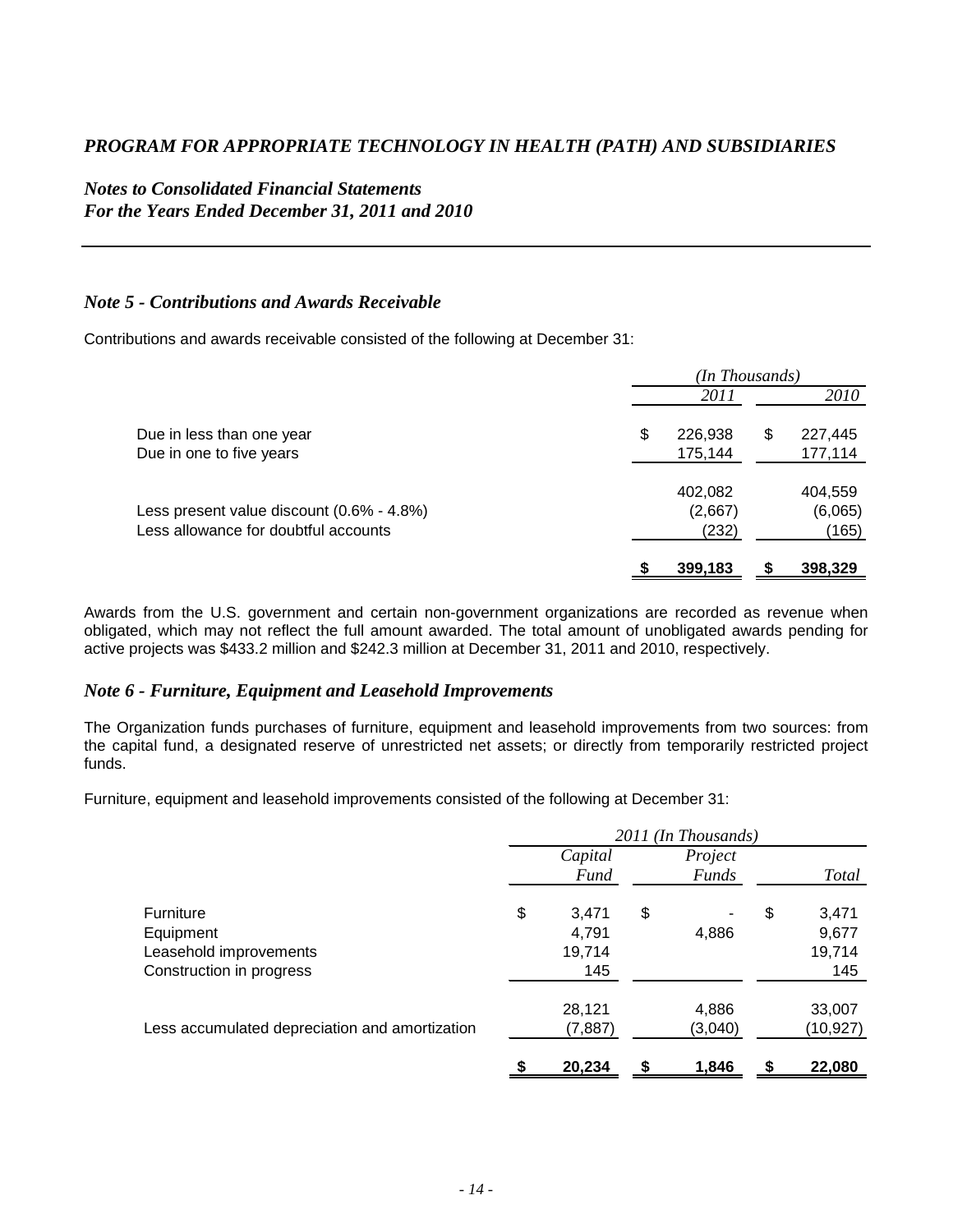# PROGRAM FOR APPROPRIATE TECHNOLOGY IN HEALTH (PATH) AND SUBSIDIARIES

## *Notes to Consolidated Financial Statements*
## *For the Years Ended December 31, 2011 and 2010*

### *Note 5 - Contributions and Awards Receivable*

Contributions and awards receivable consisted of the following at December 31:

| | *(In Thousands)* | |
|---|---|---|
| | *2011* | *2010* |
| Due in less than one year | $ 226,938 | $ 227,445 |
| Due in one to five years | 175,144 | 177,114 |
| | 402,082 | 404,559 |
| Less present value discount (0.6% - 4.8%) | (2,667) | (6,065) |
| Less allowance for doubtful accounts | (232) | (165) |
| | **$ 399,183** | **$ 398,329** |

Awards from the U.S. government and certain non-government organizations are recorded as revenue when obligated, which may not reflect the full amount awarded. The total amount of unobligated awards pending for active projects was $433.2 million and $242.3 million at December 31, 2011 and 2010, respectively.

### *Note 6 - Furniture, Equipment and Leasehold Improvements*

The Organization funds purchases of furniture, equipment and leasehold improvements from two sources: from the capital fund, a designated reserve of unrestricted net assets; or directly from temporarily restricted project funds.

Furniture, equipment and leasehold improvements consisted of the following at December 31:

| | *2011 (In Thousands)* | | |
|---|---|---|---|
| | *Capital Fund* | *Project Funds* | *Total* |
| Furniture | $ 3,471 | $ - | $ 3,471 |
| Equipment | 4,791 | 4,886 | 9,677 |
| Leasehold improvements | 19,714 | | 19,714 |
| Construction in progress | 145 | | 145 |
| | 28,121 | 4,886 | 33,007 |
| Less accumulated depreciation and amortization | (7,887) | (3,040) | (10,927) |
| | **$ 20,234** | **$ 1,846** | **$ 22,080** |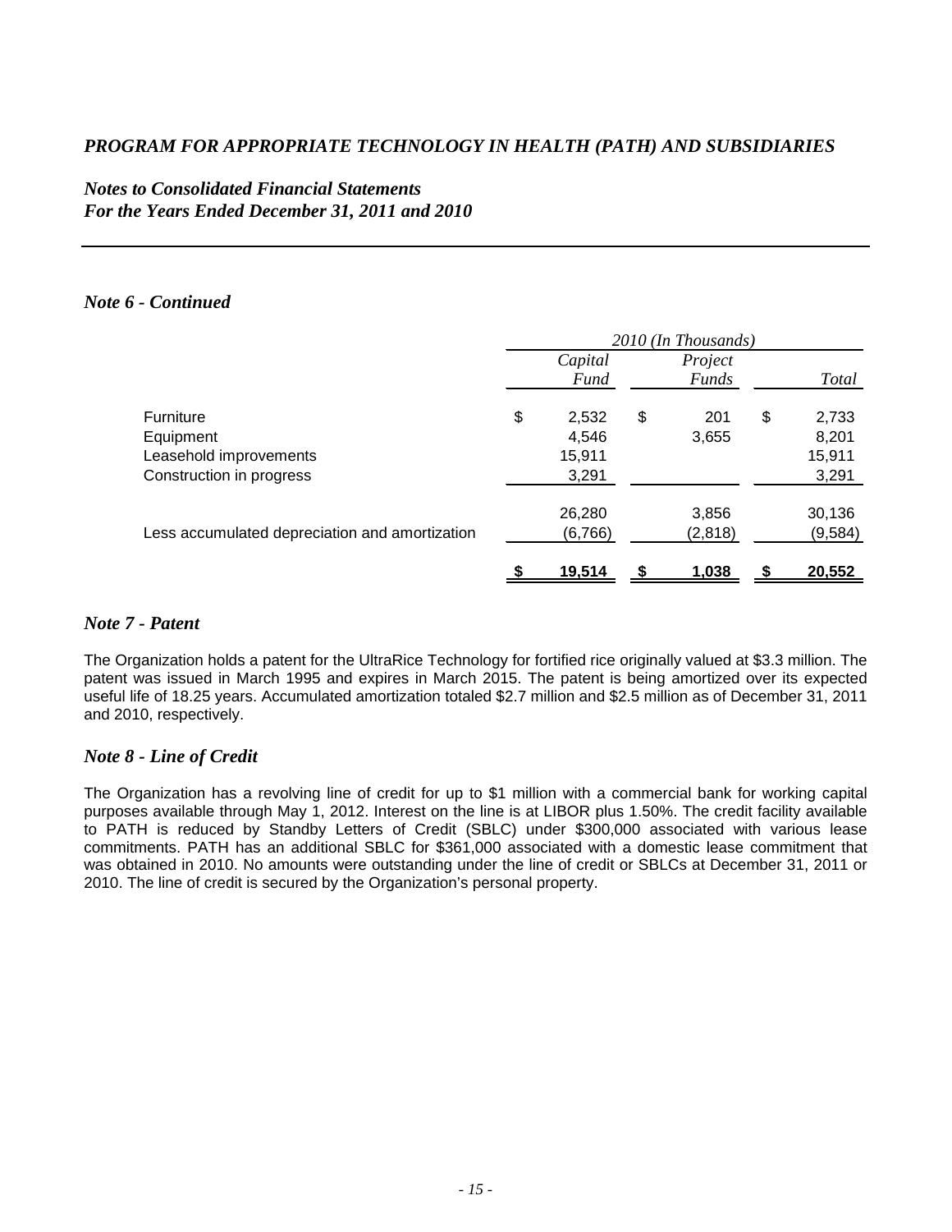*Notes to Consolidated Financial Statements*
*For the Years Ended December 31, 2011 and 2010*

### *Note 6 - Continued*

| | 2010 (In Thousands) | | |
|---|---|---|---|
| | Capital Fund | Project Funds | Total |
| Furniture | $ 2,532 | $ 201 | $ 2,733 |
| Equipment | 4,546 | 3,655 | 8,201 |
| Leasehold improvements | 15,911 | | 15,911 |
| Construction in progress | 3,291 | | 3,291 |
| | 26,280 | 3,856 | 30,136 |
| Less accumulated depreciation and amortization | (6,766) | (2,818) | (9,584) |
| | $ 19,514 | $ 1,038 | $ 20,552 |

### *Note 7 - Patent*

The Organization holds a patent for the UltraRice Technology for fortified rice originally valued at $3.3 million. The patent was issued in March 1995 and expires in March 2015. The patent is being amortized over its expected useful life of 18.25 years. Accumulated amortization totaled $2.7 million and $2.5 million as of December 31, 2011 and 2010, respectively.

### *Note 8 - Line of Credit*

The Organization has a revolving line of credit for up to $1 million with a commercial bank for working capital purposes available through May 1, 2012. Interest on the line is at LIBOR plus 1.50%. The credit facility available to PATH is reduced by Standby Letters of Credit (SBLC) under $300,000 associated with various lease commitments. PATH has an additional SBLC for $361,000 associated with a domestic lease commitment that was obtained in 2010. No amounts were outstanding under the line of credit or SBLCs at December 31, 2011 or 2010. The line of credit is secured by the Organization's personal property.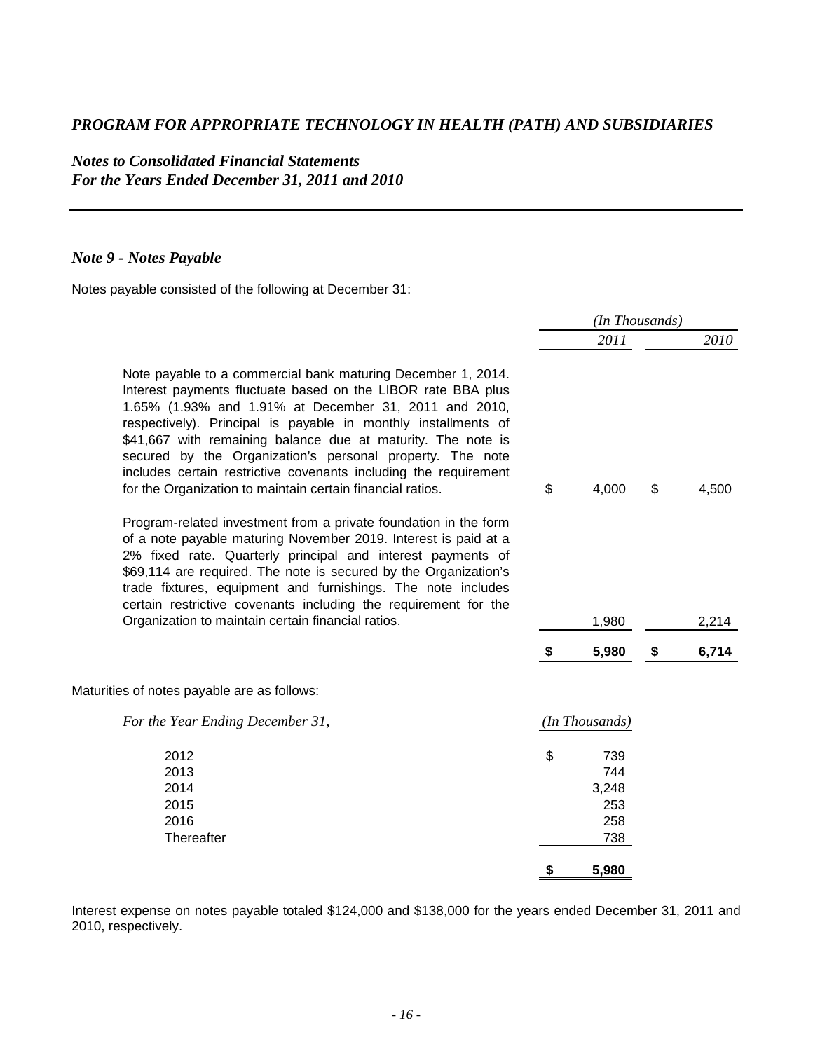# *PROGRAM FOR APPROPRIATE TECHNOLOGY IN HEALTH (PATH) AND SUBSIDIARIES*

## *Notes to Consolidated Financial Statements*
## *For the Years Ended December 31, 2011 and 2010*

### *Note 9 - Notes Payable*

Notes payable consisted of the following at December 31:

| | *(In Thousands)* | |
|---|---|---|
| | *2011* | *2010* |
| Note payable to a commercial bank maturing December 1, 2014. Interest payments fluctuate based on the LIBOR rate BBA plus 1.65% (1.93% and 1.91% at December 31, 2011 and 2010, respectively). Principal is payable in monthly installments of $41,667 with remaining balance due at maturity. The note is secured by the Organization's personal property. The note includes certain restrictive covenants including the requirement for the Organization to maintain certain financial ratios. | $ 4,000 | $ 4,500 |
| Program-related investment from a private foundation in the form of a note payable maturing November 2019. Interest is paid at a 2% fixed rate. Quarterly principal and interest payments of $69,114 are required. The note is secured by the Organization's trade fixtures, equipment and furnishings. The note includes certain restrictive covenants including the requirement for the Organization to maintain certain financial ratios. | 1,980 | 2,214 |
| | **$ 5,980** | **$ 6,714** |

Maturities of notes payable are as follows:

| *For the Year Ending December 31,* | *(In Thousands)* |
|---|---|
| 2012 | $ 739 |
| 2013 | 744 |
| 2014 | 3,248 |
| 2015 | 253 |
| 2016 | 258 |
| Thereafter | 738 |
| | **$ 5,980** |

Interest expense on notes payable totaled $124,000 and $138,000 for the years ended December 31, 2011 and 2010, respectively.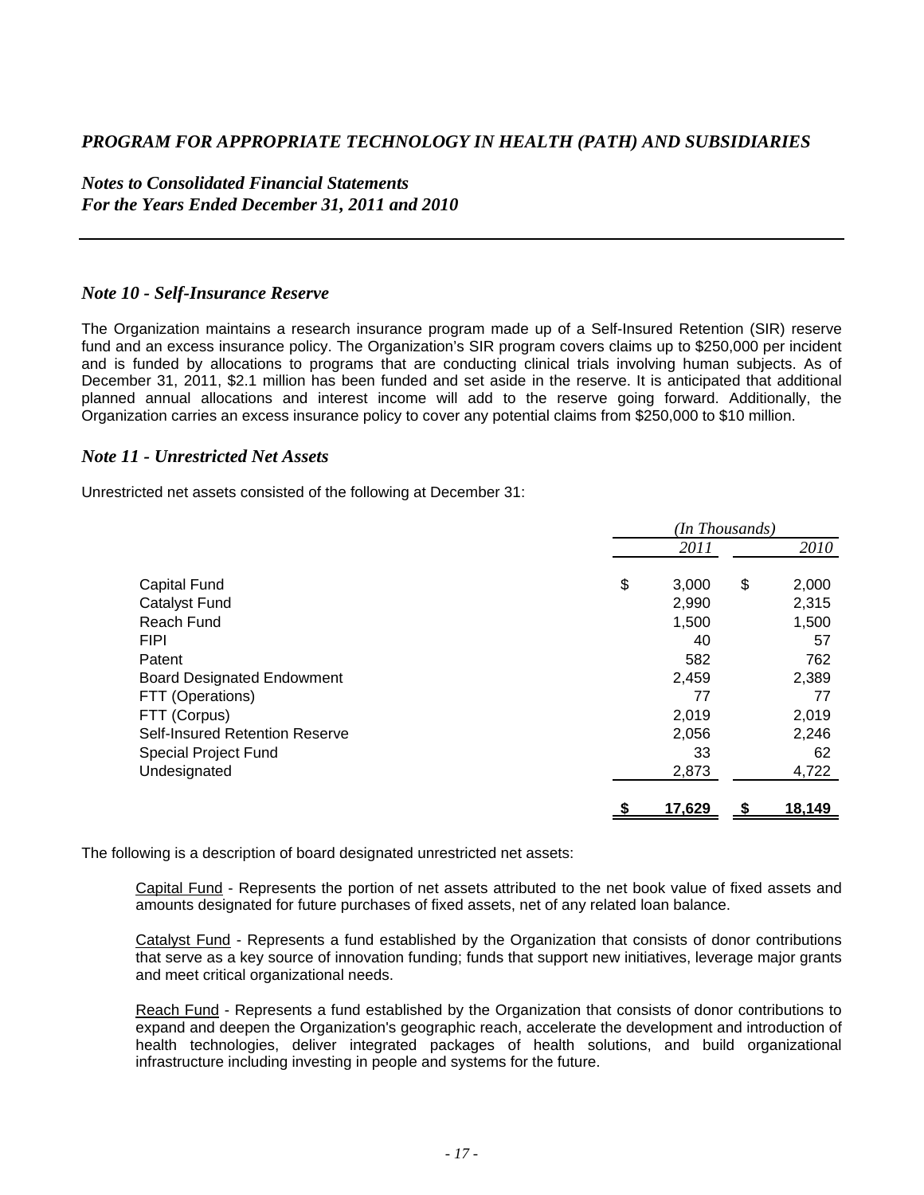*PROGRAM FOR APPROPRIATE TECHNOLOGY IN HEALTH (PATH) AND SUBSIDIARIES*

*Notes to Consolidated Financial Statements*
*For the Years Ended December 31, 2011 and 2010*

### *Note 10 - Self-Insurance Reserve*

The Organization maintains a research insurance program made up of a Self-Insured Retention (SIR) reserve fund and an excess insurance policy. The Organization's SIR program covers claims up to $250,000 per incident and is funded by allocations to programs that are conducting clinical trials involving human subjects. As of December 31, 2011, $2.1 million has been funded and set aside in the reserve. It is anticipated that additional planned annual allocations and interest income will add to the reserve going forward. Additionally, the Organization carries an excess insurance policy to cover any potential claims from $250,000 to $10 million.

### *Note 11 - Unrestricted Net Assets*

Unrestricted net assets consisted of the following at December 31:

| | *(In Thousands)* | |
|---|---|---|
| | *2011* | *2010* |
| Capital Fund | $ 3,000 | $ 2,000 |
| Catalyst Fund | 2,990 | 2,315 |
| Reach Fund | 1,500 | 1,500 |
| FIPI | 40 | 57 |
| Patent | 582 | 762 |
| Board Designated Endowment | 2,459 | 2,389 |
| FTT (Operations) | 77 | 77 |
| FTT (Corpus) | 2,019 | 2,019 |
| Self-Insured Retention Reserve | 2,056 | 2,246 |
| Special Project Fund | 33 | 62 |
| Undesignated | 2,873 | 4,722 |
| | **$ 17,629** | **$ 18,149** |

The following is a description of board designated unrestricted net assets:

Capital Fund - Represents the portion of net assets attributed to the net book value of fixed assets and amounts designated for future purchases of fixed assets, net of any related loan balance.

Catalyst Fund - Represents a fund established by the Organization that consists of donor contributions that serve as a key source of innovation funding; funds that support new initiatives, leverage major grants and meet critical organizational needs.

Reach Fund - Represents a fund established by the Organization that consists of donor contributions to expand and deepen the Organization's geographic reach, accelerate the development and introduction of health technologies, deliver integrated packages of health solutions, and build organizational infrastructure including investing in people and systems for the future.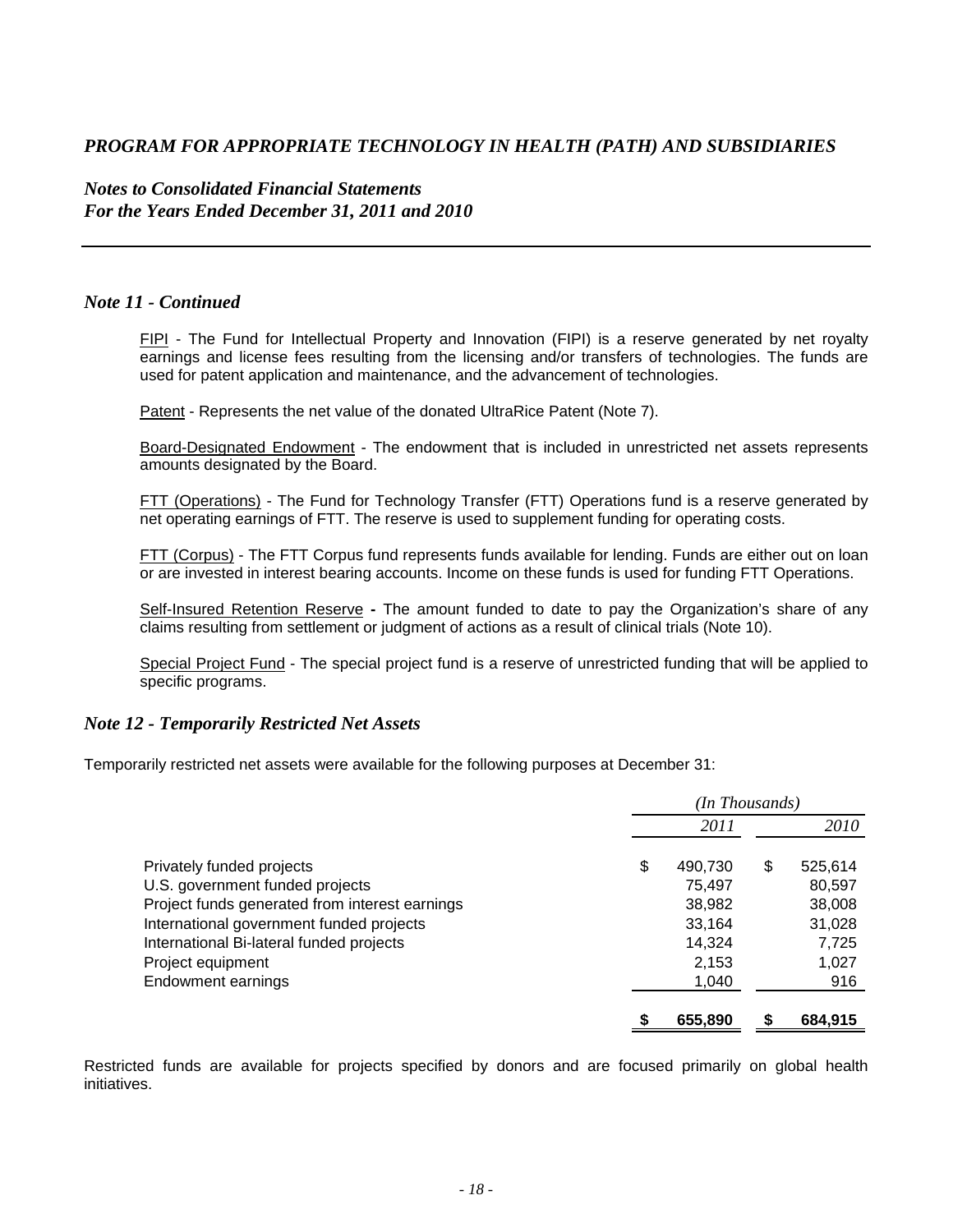*Note 11 - Continued*

FIPI - The Fund for Intellectual Property and Innovation (FIPI) is a reserve generated by net royalty earnings and license fees resulting from the licensing and/or transfers of technologies. The funds are used for patent application and maintenance, and the advancement of technologies.

Patent - Represents the net value of the donated UltraRice Patent (Note 7).

Board-Designated Endowment - The endowment that is included in unrestricted net assets represents amounts designated by the Board.

FTT (Operations) - The Fund for Technology Transfer (FTT) Operations fund is a reserve generated by net operating earnings of FTT. The reserve is used to supplement funding for operating costs.

FTT (Corpus) - The FTT Corpus fund represents funds available for lending. Funds are either out on loan or are invested in interest bearing accounts. Income on these funds is used for funding FTT Operations.

Self-Insured Retention Reserve **-** The amount funded to date to pay the Organization's share of any claims resulting from settlement or judgment of actions as a result of clinical trials (Note 10).

Special Project Fund - The special project fund is a reserve of unrestricted funding that will be applied to specific programs.

## *Note 12 - Temporarily Restricted Net Assets*

Temporarily restricted net assets were available for the following purposes at December 31:

| | *(In Thousands)* | |
|---|---|---|
| | *2011* | *2010* |
| Privately funded projects | $ 490,730 | $ 525,614 |
| U.S. government funded projects | 75,497 | 80,597 |
| Project funds generated from interest earnings | 38,982 | 38,008 |
| International government funded projects | 33,164 | 31,028 |
| International Bi-lateral funded projects | 14,324 | 7,725 |
| Project equipment | 2,153 | 1,027 |
| Endowment earnings | 1,040 | 916 |
| | **$ 655,890** | **$ 684,915** |

Restricted funds are available for projects specified by donors and are focused primarily on global health initiatives.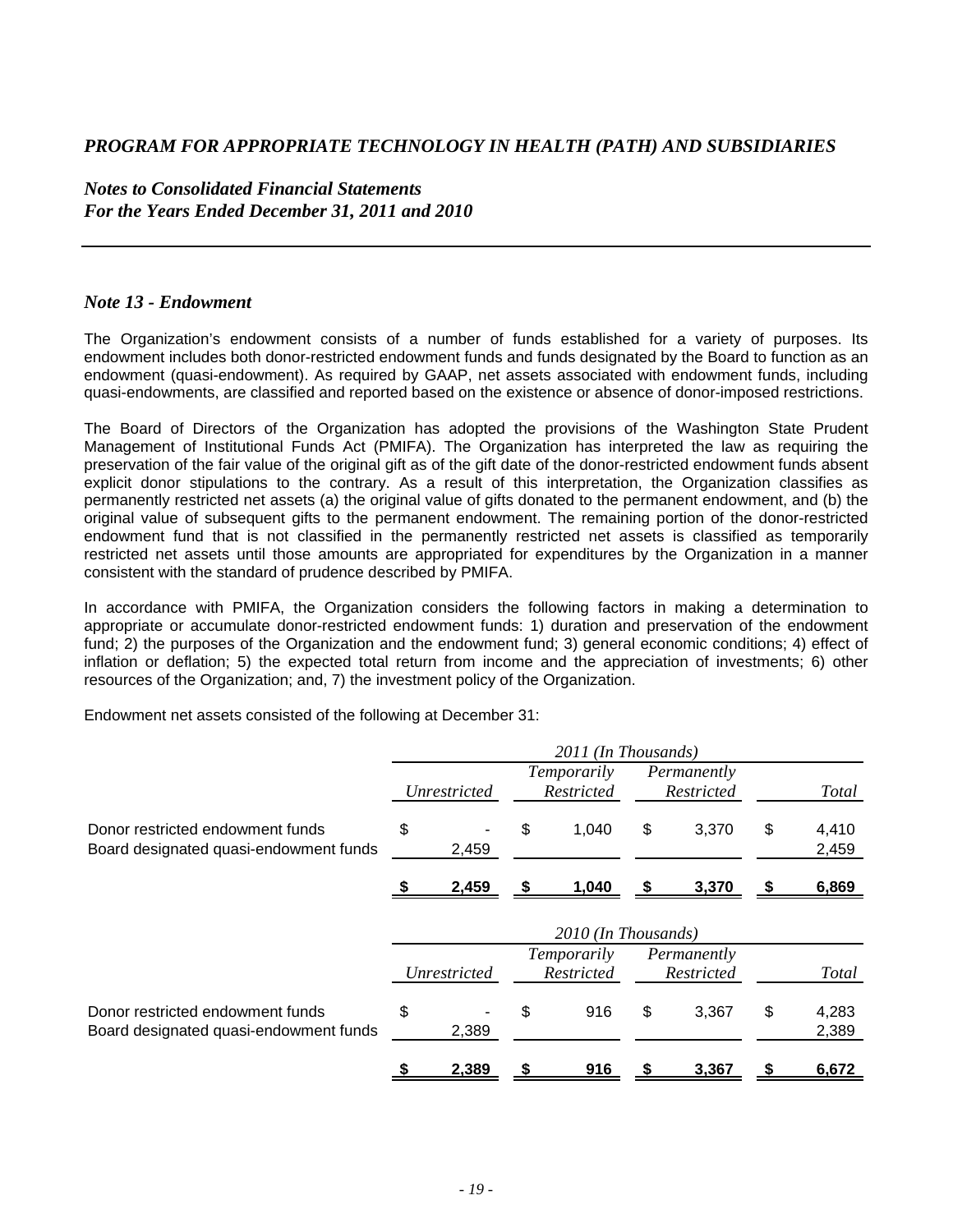# *PROGRAM FOR APPROPRIATE TECHNOLOGY IN HEALTH (PATH) AND SUBSIDIARIES*

## *Notes to Consolidated Financial Statements*
## *For the Years Ended December 31, 2011 and 2010*

### *Note 13 - Endowment*

The Organization's endowment consists of a number of funds established for a variety of purposes. Its endowment includes both donor-restricted endowment funds and funds designated by the Board to function as an endowment (quasi-endowment). As required by GAAP, net assets associated with endowment funds, including quasi-endowments, are classified and reported based on the existence or absence of donor-imposed restrictions.

The Board of Directors of the Organization has adopted the provisions of the Washington State Prudent Management of Institutional Funds Act (PMIFA). The Organization has interpreted the law as requiring the preservation of the fair value of the original gift as of the gift date of the donor-restricted endowment funds absent explicit donor stipulations to the contrary. As a result of this interpretation, the Organization classifies as permanently restricted net assets (a) the original value of gifts donated to the permanent endowment, and (b) the original value of subsequent gifts to the permanent endowment. The remaining portion of the donor-restricted endowment fund that is not classified in the permanently restricted net assets is classified as temporarily restricted net assets until those amounts are appropriated for expenditures by the Organization in a manner consistent with the standard of prudence described by PMIFA.

In accordance with PMIFA, the Organization considers the following factors in making a determination to appropriate or accumulate donor-restricted endowment funds: 1) duration and preservation of the endowment fund; 2) the purposes of the Organization and the endowment fund; 3) general economic conditions; 4) effect of inflation or deflation; 5) the expected total return from income and the appreciation of investments; 6) other resources of the Organization; and, 7) the investment policy of the Organization.

Endowment net assets consisted of the following at December 31:

| | *2011 (In Thousands)* | | | |
|---|---|---|---|---|
| | *Unrestricted* | *Temporarily Restricted* | *Permanently Restricted* | *Total* |
| Donor restricted endowment funds | $ - | $ 1,040 | $ 3,370 | $ 4,410 |
| Board designated quasi-endowment funds | 2,459 | | | 2,459 |
| | **$ 2,459** | **$ 1,040** | **$ 3,370** | **$ 6,869** |

| | *2010 (In Thousands)* | | | |
|---|---|---|---|---|
| | *Unrestricted* | *Temporarily Restricted* | *Permanently Restricted* | *Total* |
| Donor restricted endowment funds | $ - | $ 916 | $ 3,367 | $ 4,283 |
| Board designated quasi-endowment funds | 2,389 | | | 2,389 |
| | **$ 2,389** | **$ 916** | **$ 3,367** | **$ 6,672** |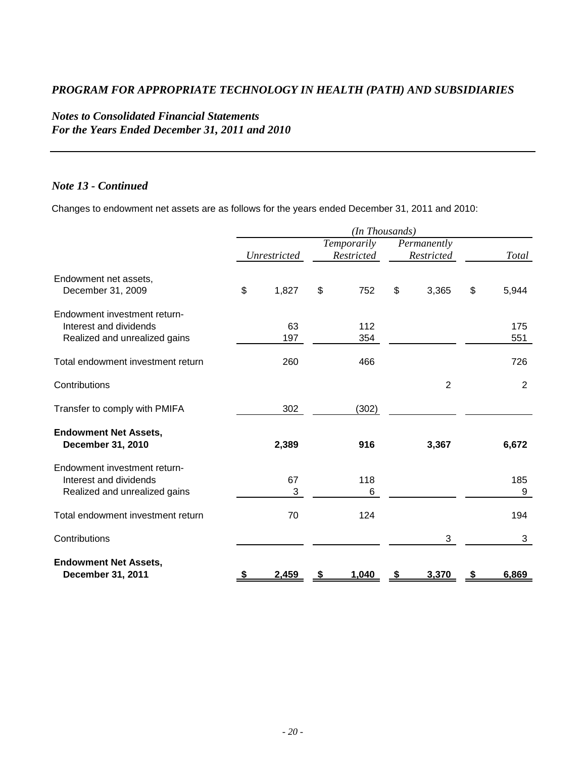## *PROGRAM FOR APPROPRIATE TECHNOLOGY IN HEALTH (PATH) AND SUBSIDIARIES*

### *Notes to Consolidated Financial Statements*
### *For the Years Ended December 31, 2011 and 2010*

### *Note 13 - Continued*

Changes to endowment net assets are as follows for the years ended December 31, 2011 and 2010:

| | *(In Thousands)* | | | |
|---|---|---|---|---|
| | *Unrestricted* | *Temporarily Restricted* | *Permanently Restricted* | *Total* |
| Endowment net assets, December 31, 2009 | $ 1,827 | $ 752 | $ 3,365 | $ 5,944 |
| Endowment investment return- | | | | |
| Interest and dividends | 63 | 112 | | 175 |
| Realized and unrealized gains | 197 | 354 | | 551 |
| Total endowment investment return | 260 | 466 | | 726 |
| Contributions | | | 2 | 2 |
| Transfer to comply with PMIFA | 302 | (302) | | |
| **Endowment Net Assets, December 31, 2010** | **2,389** | **916** | **3,367** | **6,672** |
| Endowment investment return- | | | | |
| Interest and dividends | 67 | 118 | | 185 |
| Realized and unrealized gains | 3 | 6 | | 9 |
| Total endowment investment return | 70 | 124 | | 194 |
| Contributions | | | 3 | 3 |
| **Endowment Net Assets, December 31, 2011** | **$ 2,459** | **$ 1,040** | **$ 3,370** | **$ 6,869** |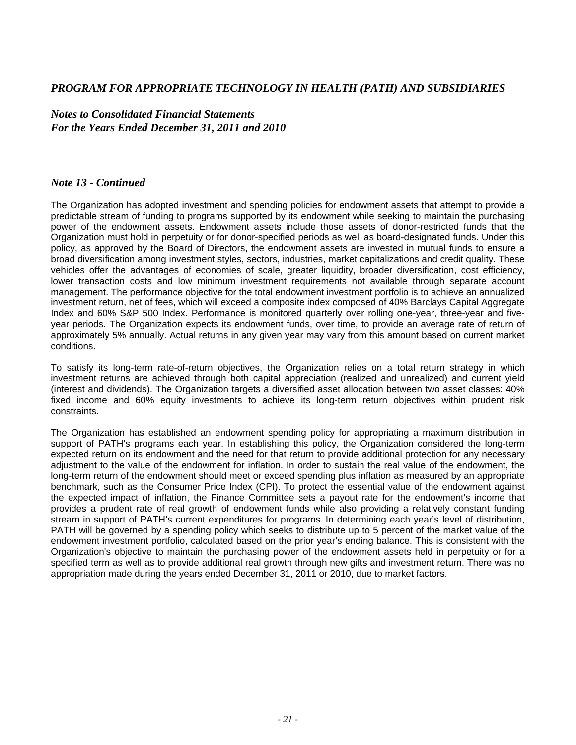## *Note 13 - Continued*

The Organization has adopted investment and spending policies for endowment assets that attempt to provide a predictable stream of funding to programs supported by its endowment while seeking to maintain the purchasing power of the endowment assets. Endowment assets include those assets of donor-restricted funds that the Organization must hold in perpetuity or for donor-specified periods as well as board-designated funds. Under this policy, as approved by the Board of Directors, the endowment assets are invested in mutual funds to ensure a broad diversification among investment styles, sectors, industries, market capitalizations and credit quality. These vehicles offer the advantages of economies of scale, greater liquidity, broader diversification, cost efficiency, lower transaction costs and low minimum investment requirements not available through separate account management. The performance objective for the total endowment investment portfolio is to achieve an annualized investment return, net of fees, which will exceed a composite index composed of 40% Barclays Capital Aggregate Index and 60% S&P 500 Index. Performance is monitored quarterly over rolling one-year, three-year and five-year periods. The Organization expects its endowment funds, over time, to provide an average rate of return of approximately 5% annually. Actual returns in any given year may vary from this amount based on current market conditions.

To satisfy its long-term rate-of-return objectives, the Organization relies on a total return strategy in which investment returns are achieved through both capital appreciation (realized and unrealized) and current yield (interest and dividends). The Organization targets a diversified asset allocation between two asset classes: 40% fixed income and 60% equity investments to achieve its long-term return objectives within prudent risk constraints.

The Organization has established an endowment spending policy for appropriating a maximum distribution in support of PATH's programs each year. In establishing this policy, the Organization considered the long-term expected return on its endowment and the need for that return to provide additional protection for any necessary adjustment to the value of the endowment for inflation. In order to sustain the real value of the endowment, the long-term return of the endowment should meet or exceed spending plus inflation as measured by an appropriate benchmark, such as the Consumer Price Index (CPI). To protect the essential value of the endowment against the expected impact of inflation, the Finance Committee sets a payout rate for the endowment's income that provides a prudent rate of real growth of endowment funds while also providing a relatively constant funding stream in support of PATH's current expenditures for programs. In determining each year's level of distribution, PATH will be governed by a spending policy which seeks to distribute up to 5 percent of the market value of the endowment investment portfolio, calculated based on the prior year's ending balance. This is consistent with the Organization's objective to maintain the purchasing power of the endowment assets held in perpetuity or for a specified term as well as to provide additional real growth through new gifts and investment return. There was no appropriation made during the years ended December 31, 2011 or 2010, due to market factors.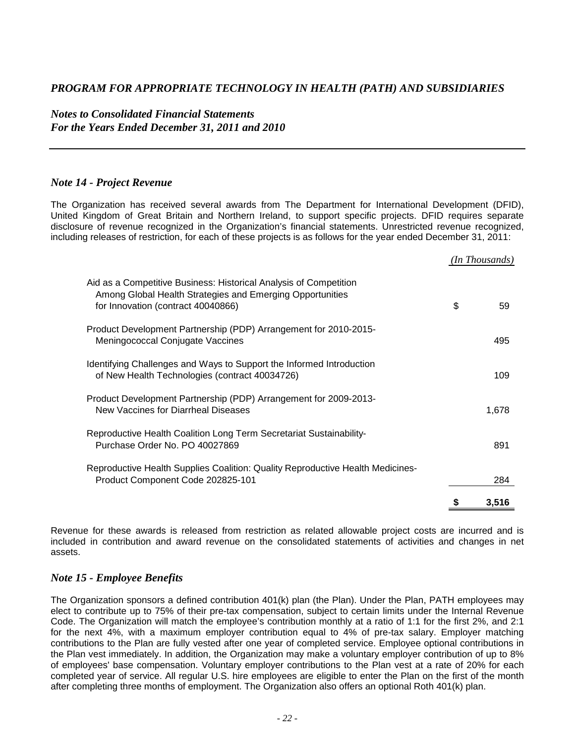*PROGRAM FOR APPROPRIATE TECHNOLOGY IN HEALTH (PATH) AND SUBSIDIARIES*

*Notes to Consolidated Financial Statements*
*For the Years Ended December 31, 2011 and 2010*

## *Note 14 - Project Revenue*

The Organization has received several awards from The Department for International Development (DFID), United Kingdom of Great Britain and Northern Ireland, to support specific projects. DFID requires separate disclosure of revenue recognized in the Organization's financial statements. Unrestricted revenue recognized, including releases of restriction, for each of these projects is as follows for the year ended December 31, 2011:

| | *(In Thousands)* |
|---|---|
| Aid as a Competitive Business: Historical Analysis of Competition Among Global Health Strategies and Emerging Opportunities for Innovation (contract 40040866) | $ 59 |
| Product Development Partnership (PDP) Arrangement for 2010-2015- Meningococcal Conjugate Vaccines | 495 |
| Identifying Challenges and Ways to Support the Informed Introduction of New Health Technologies (contract 40034726) | 109 |
| Product Development Partnership (PDP) Arrangement for 2009-2013- New Vaccines for Diarrheal Diseases | 1,678 |
| Reproductive Health Coalition Long Term Secretariat Sustainability- Purchase Order No. PO 40027869 | 891 |
| Reproductive Health Supplies Coalition: Quality Reproductive Health Medicines- Product Component Code 202825-101 | 284 |
| | **$ 3,516** |

Revenue for these awards is released from restriction as related allowable project costs are incurred and is included in contribution and award revenue on the consolidated statements of activities and changes in net assets.

## *Note 15 - Employee Benefits*

The Organization sponsors a defined contribution 401(k) plan (the Plan). Under the Plan, PATH employees may elect to contribute up to 75% of their pre-tax compensation, subject to certain limits under the Internal Revenue Code. The Organization will match the employee's contribution monthly at a ratio of 1:1 for the first 2%, and 2:1 for the next 4%, with a maximum employer contribution equal to 4% of pre-tax salary. Employer matching contributions to the Plan are fully vested after one year of completed service. Employee optional contributions in the Plan vest immediately. In addition, the Organization may make a voluntary employer contribution of up to 8% of employees' base compensation. Voluntary employer contributions to the Plan vest at a rate of 20% for each completed year of service. All regular U.S. hire employees are eligible to enter the Plan on the first of the month after completing three months of employment. The Organization also offers an optional Roth 401(k) plan.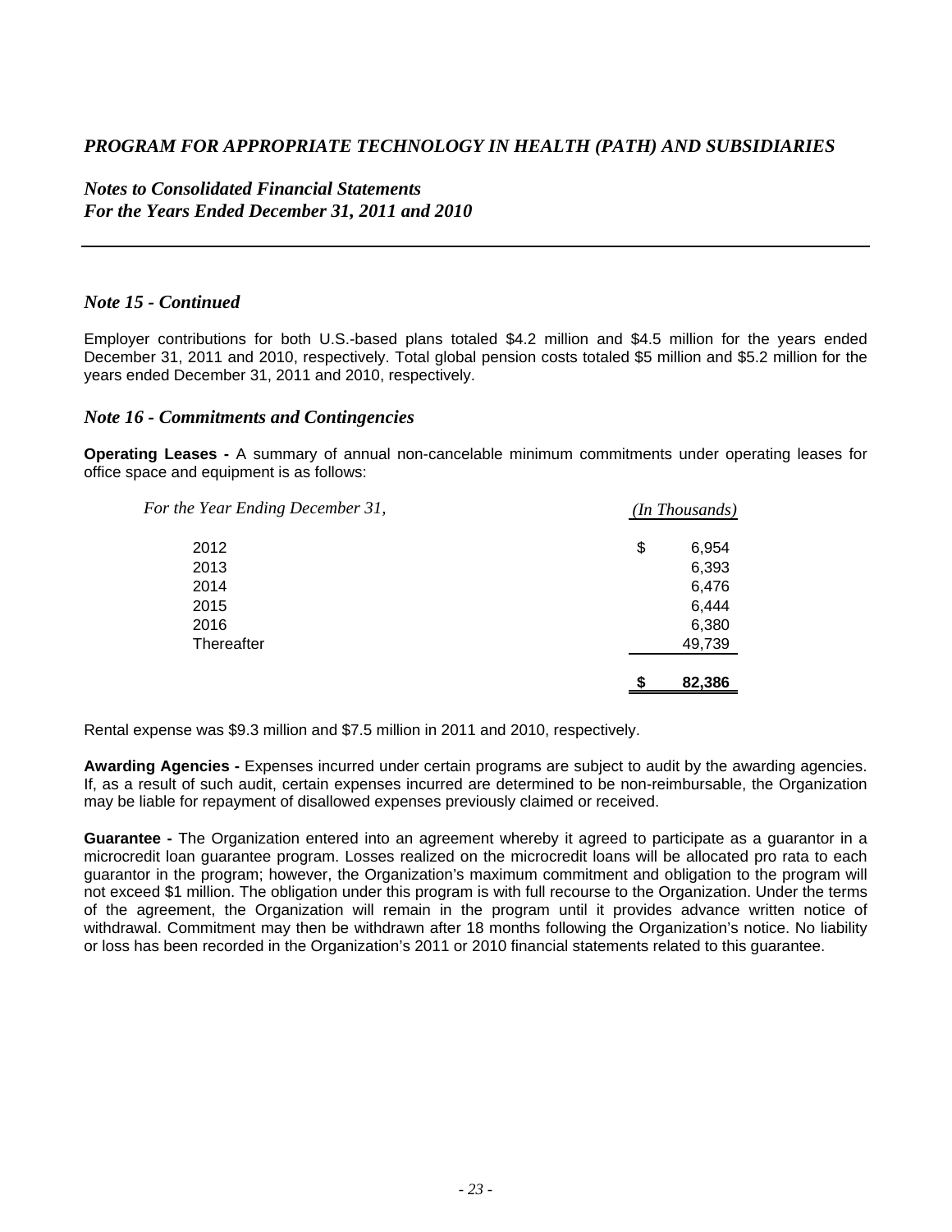# *PROGRAM FOR APPROPRIATE TECHNOLOGY IN HEALTH (PATH) AND SUBSIDIARIES*

## *Notes to Consolidated Financial Statements*
## *For the Years Ended December 31, 2011 and 2010*

### *Note 15 - Continued*

Employer contributions for both U.S.-based plans totaled \$4.2 million and \$4.5 million for the years ended December 31, 2011 and 2010, respectively. Total global pension costs totaled \$5 million and \$5.2 million for the years ended December 31, 2011 and 2010, respectively.

### *Note 16 - Commitments and Contingencies*

**Operating Leases -** A summary of annual non-cancelable minimum commitments under operating leases for office space and equipment is as follows:

| *For the Year Ending December 31,* | *(In Thousands)* |
|---|---|
| 2012 | $ 6,954 |
| 2013 | 6,393 |
| 2014 | 6,476 |
| 2015 | 6,444 |
| 2016 | 6,380 |
| Thereafter | 49,739 |
| | **$ 82,386** |

Rental expense was \$9.3 million and \$7.5 million in 2011 and 2010, respectively.

**Awarding Agencies -** Expenses incurred under certain programs are subject to audit by the awarding agencies. If, as a result of such audit, certain expenses incurred are determined to be non-reimbursable, the Organization may be liable for repayment of disallowed expenses previously claimed or received.

**Guarantee -** The Organization entered into an agreement whereby it agreed to participate as a guarantor in a microcredit loan guarantee program. Losses realized on the microcredit loans will be allocated pro rata to each guarantor in the program; however, the Organization's maximum commitment and obligation to the program will not exceed \$1 million. The obligation under this program is with full recourse to the Organization. Under the terms of the agreement, the Organization will remain in the program until it provides advance written notice of withdrawal. Commitment may then be withdrawn after 18 months following the Organization's notice. No liability or loss has been recorded in the Organization's 2011 or 2010 financial statements related to this guarantee.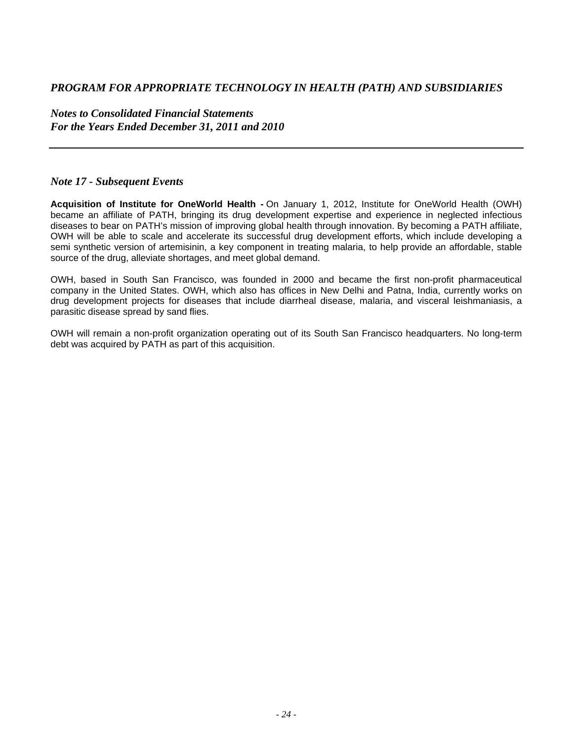## Note 17 - Subsequent Events

**Acquisition of Institute for OneWorld Health -** On January 1, 2012, Institute for OneWorld Health (OWH) became an affiliate of PATH, bringing its drug development expertise and experience in neglected infectious diseases to bear on PATH's mission of improving global health through innovation. By becoming a PATH affiliate, OWH will be able to scale and accelerate its successful drug development efforts, which include developing a semi synthetic version of artemisinin, a key component in treating malaria, to help provide an affordable, stable source of the drug, alleviate shortages, and meet global demand.

OWH, based in South San Francisco, was founded in 2000 and became the first non-profit pharmaceutical company in the United States. OWH, which also has offices in New Delhi and Patna, India, currently works on drug development projects for diseases that include diarrheal disease, malaria, and visceral leishmaniasis, a parasitic disease spread by sand flies.

OWH will remain a non-profit organization operating out of its South San Francisco headquarters. No long-term debt was acquired by PATH as part of this acquisition.